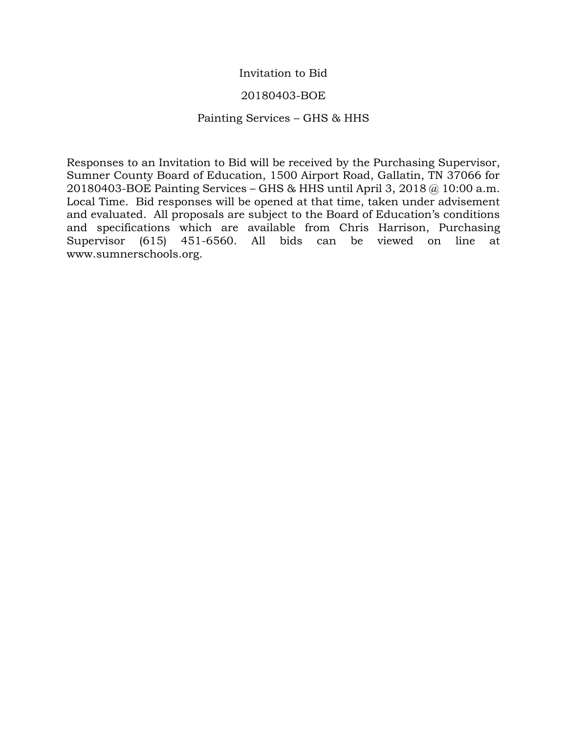# Invitation to Bid

## 20180403-BOE

## Painting Services – GHS & HHS

Responses to an Invitation to Bid will be received by the Purchasing Supervisor, Sumner County Board of Education, 1500 Airport Road, Gallatin, TN 37066 for 20180403-BOE Painting Services – GHS & HHS until April 3, 2018 @ 10:00 a.m. Local Time. Bid responses will be opened at that time, taken under advisement and evaluated. All proposals are subject to the Board of Education's conditions and specifications which are available from Chris Harrison, Purchasing Supervisor (615) 451-6560. All bids can be viewed on line at www.sumnerschools.org.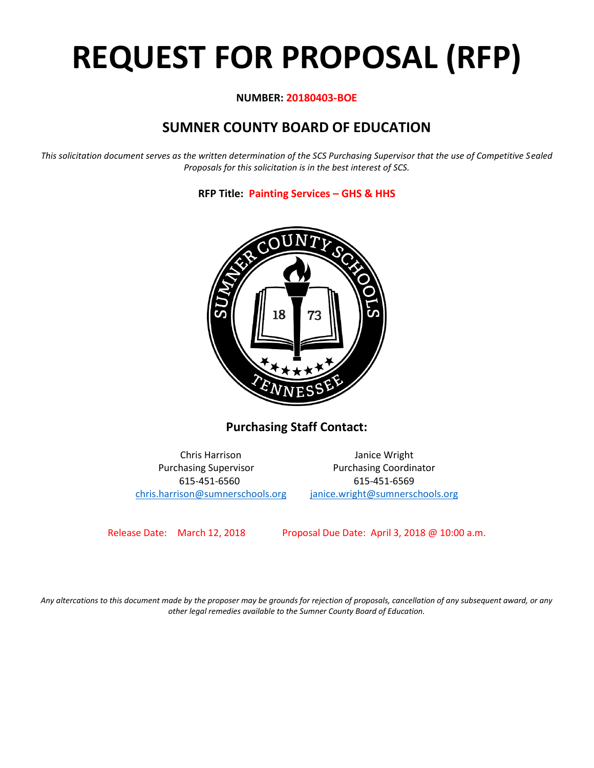# REQUEST FOR PROPOSAL (RFP)

**NUMBER: 20180403-BOE**

## SUMNER COUNTY BOARD OF EDUCATION

*This solicitation document serves as the written determination of the SCS Purchasing Supervisor that the use of Competitive Sealed Proposals for this solicitation is in the best interest of SCS.*

**RFP Title: Painting Services – GHS & HHS**

### Purchasing Staff Contact:

| Chris Harrison | Janice Wright |
| --- | --- |
| Purchasing Supervisor | Purchasing Coordinator |
| 615-451-6560 | 615-451-6569 |
| chris.harrison@sumnerschools.org | janice.wright@sumnerschools.org |

Release Date: March 12, 2018 Proposal Due Date: April 3, 2018 @ 10:00 a.m.

*Any altercations to this document made by the proposer may be grounds for rejection of proposals, cancellation of any subsequent award, or any other legal remedies available to the Sumner County Board of Education.*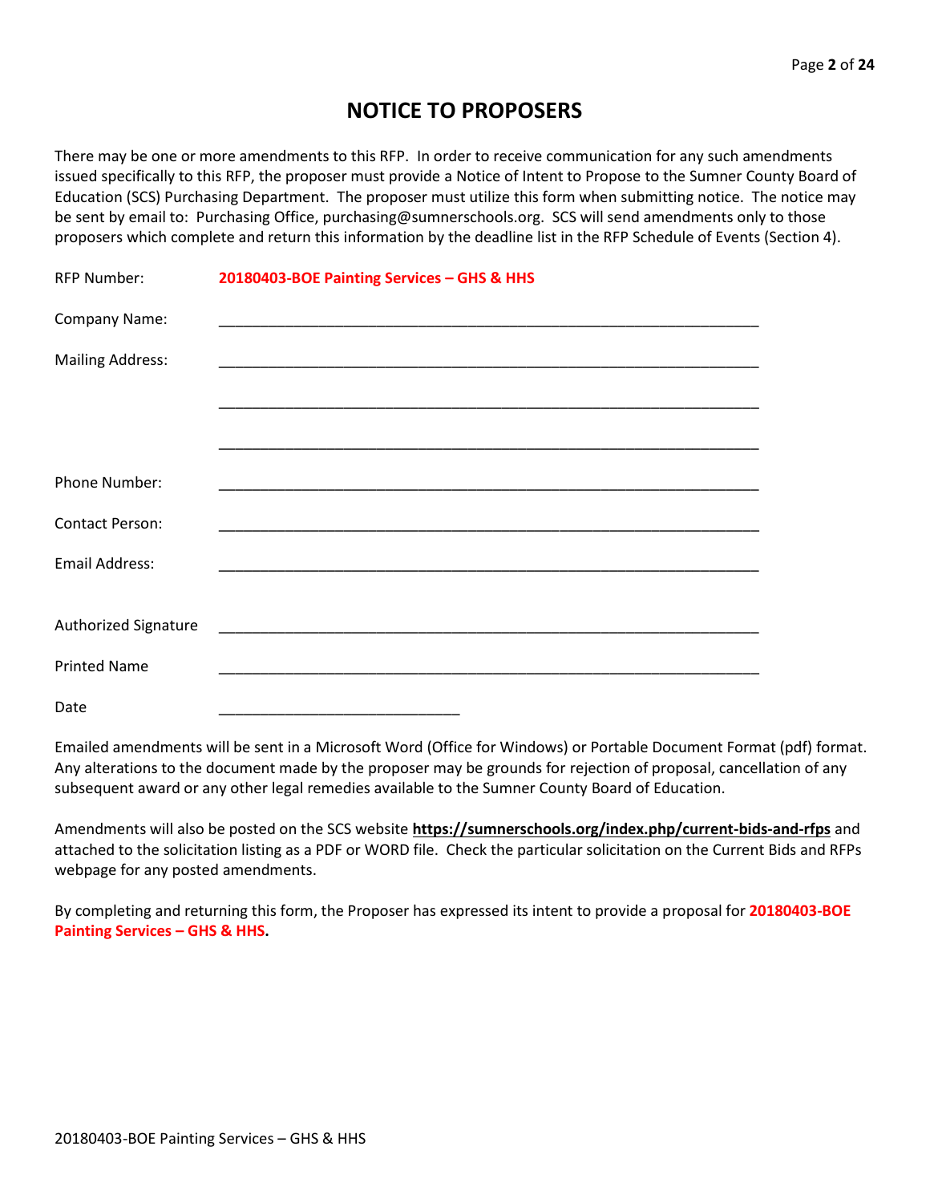# NOTICE TO PROPOSERS

There may be one or more amendments to this RFP. In order to receive communication for any such amendments issued specifically to this RFP, the proposer must provide a Notice of Intent to Propose to the Sumner County Board of Education (SCS) Purchasing Department. The proposer must utilize this form when submitting notice. The notice may be sent by email to: Purchasing Office, purchasing@sumnerschools.org. SCS will send amendments only to those proposers which complete and return this information by the deadline list in the RFP Schedule of Events (Section 4).

RFP Number: **20180403-BOE Painting Services – GHS & HHS**

Company Name: ___________________________________________________________________

Mailing Address: ___________________________________________________________________

___________________________________________________________________

___________________________________________________________________

Phone Number: ___________________________________________________________________

Contact Person: ___________________________________________________________________

Email Address: ___________________________________________________________________

Authorized Signature ___________________________________________________________________

Printed Name ___________________________________________________________________

Date ______________________________

Emailed amendments will be sent in a Microsoft Word (Office for Windows) or Portable Document Format (pdf) format. Any alterations to the document made by the proposer may be grounds for rejection of proposal, cancellation of any subsequent award or any other legal remedies available to the Sumner County Board of Education.

Amendments will also be posted on the SCS website **https://sumnerschools.org/index.php/current-bids-and-rfps** and attached to the solicitation listing as a PDF or WORD file. Check the particular solicitation on the Current Bids and RFPs webpage for any posted amendments.

By completing and returning this form, the Proposer has expressed its intent to provide a proposal for **20180403-BOE Painting Services – GHS & HHS.**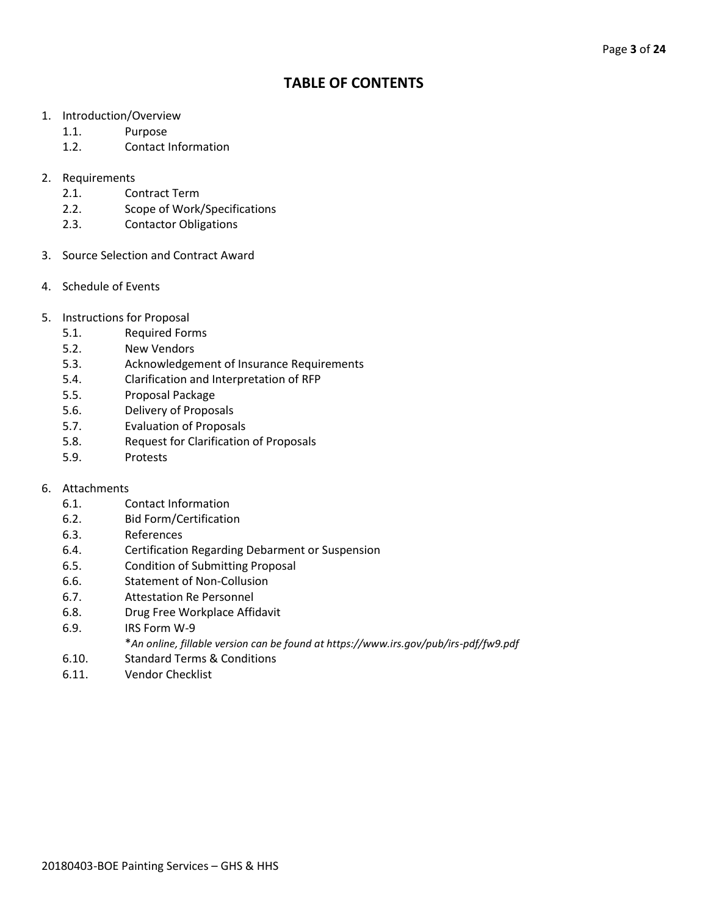# TABLE OF CONTENTS

1. Introduction/Overview
   - 1.1. Purpose
   - 1.2. Contact Information
2. Requirements
   - 2.1. Contract Term
   - 2.2. Scope of Work/Specifications
   - 2.3. Contactor Obligations
3. Source Selection and Contract Award
4. Schedule of Events
5. Instructions for Proposal
   - 5.1. Required Forms
   - 5.2. New Vendors
   - 5.3. Acknowledgement of Insurance Requirements
   - 5.4. Clarification and Interpretation of RFP
   - 5.5. Proposal Package
   - 5.6. Delivery of Proposals
   - 5.7. Evaluation of Proposals
   - 5.8. Request for Clarification of Proposals
   - 5.9. Protests
6. Attachments
   - 6.1. Contact Information
   - 6.2. Bid Form/Certification
   - 6.3. References
   - 6.4. Certification Regarding Debarment or Suspension
   - 6.5. Condition of Submitting Proposal
   - 6.6. Statement of Non-Collusion
   - 6.7. Attestation Re Personnel
   - 6.8. Drug Free Workplace Affidavit
   - 6.9. IRS Form W-9
     
     **An online, fillable version can be found at https://www.irs.gov/pub/irs-pdf/fw9.pdf*
   - 6.10. Standard Terms & Conditions
   - 6.11. Vendor Checklist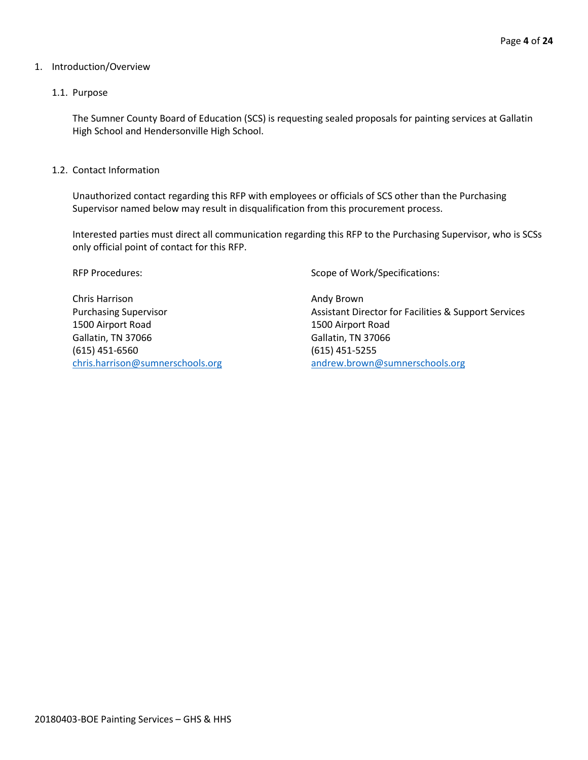1. Introduction/Overview

## 1.1. Purpose

The Sumner County Board of Education (SCS) is requesting sealed proposals for painting services at Gallatin High School and Hendersonville High School.

## 1.2. Contact Information

Unauthorized contact regarding this RFP with employees or officials of SCS other than the Purchasing Supervisor named below may result in disqualification from this procurement process.

Interested parties must direct all communication regarding this RFP to the Purchasing Supervisor, who is SCSs only official point of contact for this RFP.

RFP Procedures:

Chris Harrison
Purchasing Supervisor
1500 Airport Road
Gallatin, TN 37066
(615) 451-6560
chris.harrison@sumnerschools.org

Scope of Work/Specifications:

Andy Brown
Assistant Director for Facilities & Support Services
1500 Airport Road
Gallatin, TN 37066
(615) 451-5255
andrew.brown@sumnerschools.org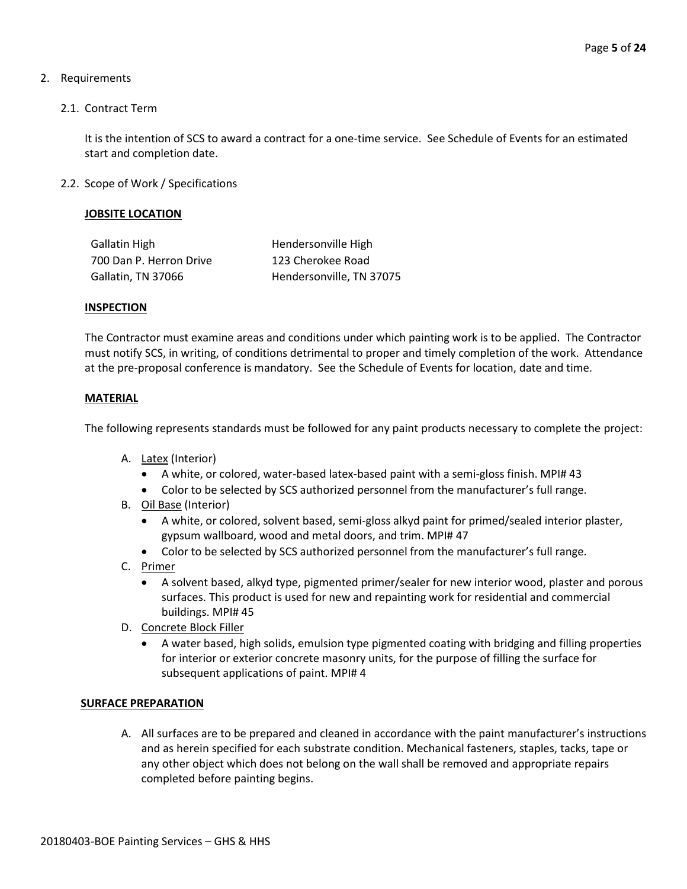2. Requirements

2.1. Contract Term

It is the intention of SCS to award a contract for a one-time service. See Schedule of Events for an estimated start and completion date.

2.2. Scope of Work / Specifications

**JOBSITE LOCATION**

| Gallatin High | Hendersonville High |
|---|---|
| 700 Dan P. Herron Drive | 123 Cherokee Road |
| Gallatin, TN 37066 | Hendersonville, TN 37075 |

**INSPECTION**

The Contractor must examine areas and conditions under which painting work is to be applied. The Contractor must notify SCS, in writing, of conditions detrimental to proper and timely completion of the work. Attendance at the pre-proposal conference is mandatory. See the Schedule of Events for location, date and time.

**MATERIAL**

The following represents standards must be followed for any paint products necessary to complete the project:

A. Latex (Interior)
   - A white, or colored, water-based latex-based paint with a semi-gloss finish. MPI# 43
   - Color to be selected by SCS authorized personnel from the manufacturer's full range.

B. Oil Base (Interior)
   - A white, or colored, solvent based, semi-gloss alkyd paint for primed/sealed interior plaster, gypsum wallboard, wood and metal doors, and trim. MPI# 47
   - Color to be selected by SCS authorized personnel from the manufacturer's full range.

C. Primer
   - A solvent based, alkyd type, pigmented primer/sealer for new interior wood, plaster and porous surfaces. This product is used for new and repainting work for residential and commercial buildings. MPI# 45

D. Concrete Block Filler
   - A water based, high solids, emulsion type pigmented coating with bridging and filling properties for interior or exterior concrete masonry units, for the purpose of filling the surface for subsequent applications of paint. MPI# 4

**SURFACE PREPARATION**

A. All surfaces are to be prepared and cleaned in accordance with the paint manufacturer's instructions and as herein specified for each substrate condition. Mechanical fasteners, staples, tacks, tape or any other object which does not belong on the wall shall be removed and appropriate repairs completed before painting begins.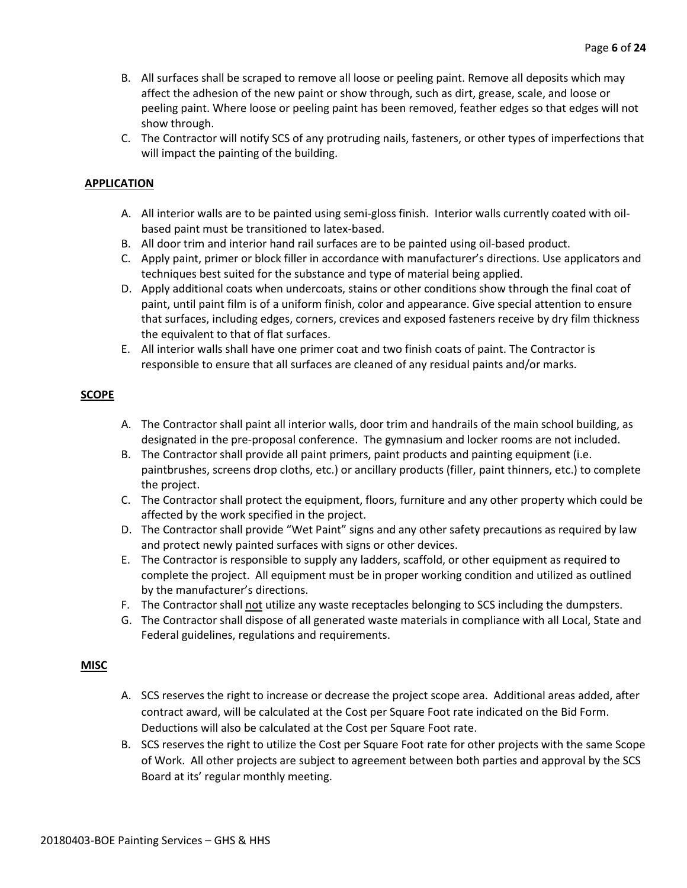B. All surfaces shall be scraped to remove all loose or peeling paint. Remove all deposits which may affect the adhesion of the new paint or show through, such as dirt, grease, scale, and loose or peeling paint. Where loose or peeling paint has been removed, feather edges so that edges will not show through.
C. The Contractor will notify SCS of any protruding nails, fasteners, or other types of imperfections that will impact the painting of the building.

**APPLICATION**

A. All interior walls are to be painted using semi-gloss finish. Interior walls currently coated with oil-based paint must be transitioned to latex-based.
B. All door trim and interior hand rail surfaces are to be painted using oil-based product.
C. Apply paint, primer or block filler in accordance with manufacturer's directions. Use applicators and techniques best suited for the substance and type of material being applied.
D. Apply additional coats when undercoats, stains or other conditions show through the final coat of paint, until paint film is of a uniform finish, color and appearance. Give special attention to ensure that surfaces, including edges, corners, crevices and exposed fasteners receive by dry film thickness the equivalent to that of flat surfaces.
E. All interior walls shall have one primer coat and two finish coats of paint. The Contractor is responsible to ensure that all surfaces are cleaned of any residual paints and/or marks.

**SCOPE**

A. The Contractor shall paint all interior walls, door trim and handrails of the main school building, as designated in the pre-proposal conference. The gymnasium and locker rooms are not included.
B. The Contractor shall provide all paint primers, paint products and painting equipment (i.e. paintbrushes, screens drop cloths, etc.) or ancillary products (filler, paint thinners, etc.) to complete the project.
C. The Contractor shall protect the equipment, floors, furniture and any other property which could be affected by the work specified in the project.
D. The Contractor shall provide "Wet Paint" signs and any other safety precautions as required by law and protect newly painted surfaces with signs or other devices.
E. The Contractor is responsible to supply any ladders, scaffold, or other equipment as required to complete the project. All equipment must be in proper working condition and utilized as outlined by the manufacturer's directions.
F. The Contractor shall not utilize any waste receptacles belonging to SCS including the dumpsters.
G. The Contractor shall dispose of all generated waste materials in compliance with all Local, State and Federal guidelines, regulations and requirements.

**MISC**

A. SCS reserves the right to increase or decrease the project scope area. Additional areas added, after contract award, will be calculated at the Cost per Square Foot rate indicated on the Bid Form. Deductions will also be calculated at the Cost per Square Foot rate.
B. SCS reserves the right to utilize the Cost per Square Foot rate for other projects with the same Scope of Work. All other projects are subject to agreement between both parties and approval by the SCS Board at its' regular monthly meeting.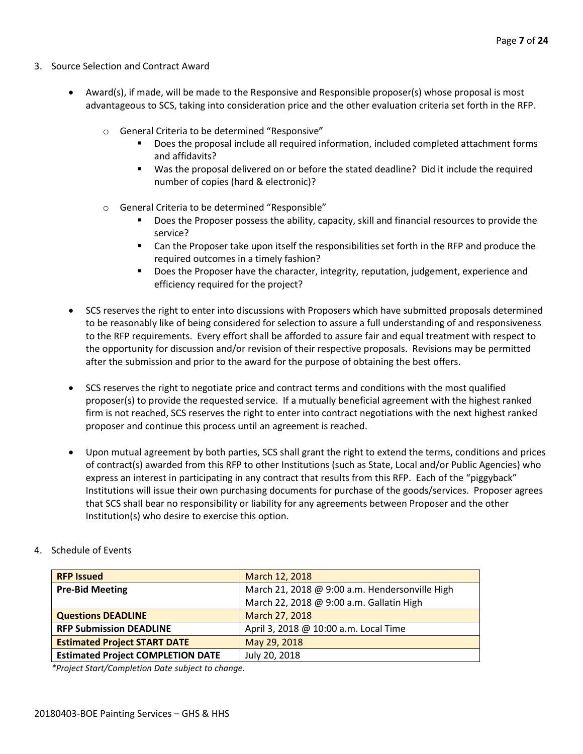3. Source Selection and Contract Award

    - Award(s), if made, will be made to the Responsive and Responsible proposer(s) whose proposal is most advantageous to SCS, taking into consideration price and the other evaluation criteria set forth in the RFP.

        - General Criteria to be determined "Responsive"
            - Does the proposal include all required information, included completed attachment forms and affidavits?
            - Was the proposal delivered on or before the stated deadline? Did it include the required number of copies (hard & electronic)?

        - General Criteria to be determined "Responsible"
            - Does the Proposer possess the ability, capacity, skill and financial resources to provide the service?
            - Can the Proposer take upon itself the responsibilities set forth in the RFP and produce the required outcomes in a timely fashion?
            - Does the Proposer have the character, integrity, reputation, judgement, experience and efficiency required for the project?

    - SCS reserves the right to enter into discussions with Proposers which have submitted proposals determined to be reasonably like of being considered for selection to assure a full understanding of and responsiveness to the RFP requirements. Every effort shall be afforded to assure fair and equal treatment with respect to the opportunity for discussion and/or revision of their respective proposals. Revisions may be permitted after the submission and prior to the award for the purpose of obtaining the best offers.

    - SCS reserves the right to negotiate price and contract terms and conditions with the most qualified proposer(s) to provide the requested service. If a mutually beneficial agreement with the highest ranked firm is not reached, SCS reserves the right to enter into contract negotiations with the next highest ranked proposer and continue this process until an agreement is reached.

    - Upon mutual agreement by both parties, SCS shall grant the right to extend the terms, conditions and prices of contract(s) awarded from this RFP to other Institutions (such as State, Local and/or Public Agencies) who express an interest in participating in any contract that results from this RFP. Each of the "piggyback" Institutions will issue their own purchasing documents for purchase of the goods/services. Proposer agrees that SCS shall bear no responsibility or liability for any agreements between Proposer and the other Institution(s) who desire to exercise this option.

4. Schedule of Events

| **RFP Issued** | March 12, 2018 |
|---|---|
| **Pre-Bid Meeting** | March 21, 2018 @ 9:00 a.m. Hendersonville High<br>March 22, 2018 @ 9:00 a.m. Gallatin High |
| **Questions DEADLINE** | March 27, 2018 |
| **RFP Submission DEADLINE** | April 3, 2018 @ 10:00 a.m. Local Time |
| **Estimated Project START DATE** | May 29, 2018 |
| **Estimated Project COMPLETION DATE** | July 20, 2018 |

*\*Project Start/Completion Date subject to change.*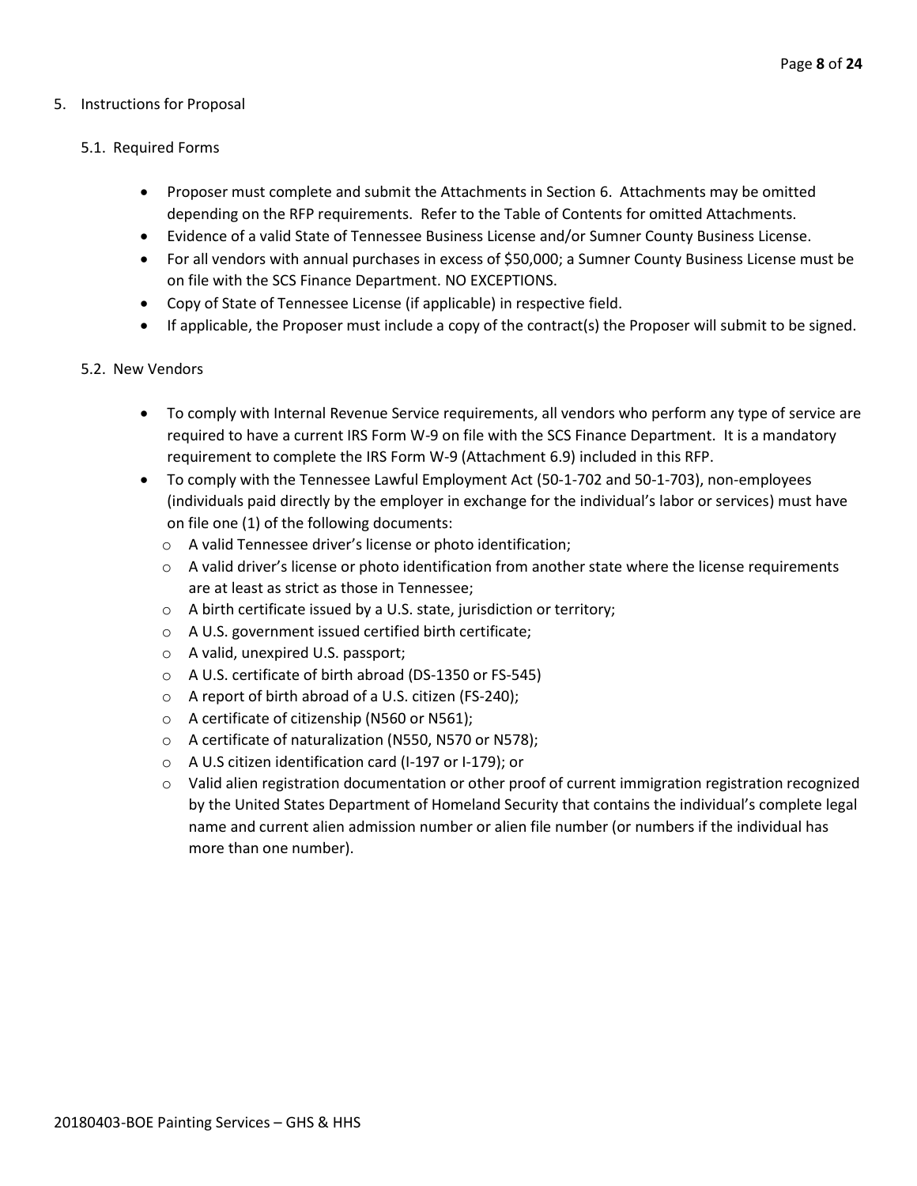5. Instructions for Proposal

   5.1. Required Forms

   - Proposer must complete and submit the Attachments in Section 6. Attachments may be omitted depending on the RFP requirements. Refer to the Table of Contents for omitted Attachments.
   - Evidence of a valid State of Tennessee Business License and/or Sumner County Business License.
   - For all vendors with annual purchases in excess of $50,000; a Sumner County Business License must be on file with the SCS Finance Department. NO EXCEPTIONS.
   - Copy of State of Tennessee License (if applicable) in respective field.
   - If applicable, the Proposer must include a copy of the contract(s) the Proposer will submit to be signed.

   5.2. New Vendors

   - To comply with Internal Revenue Service requirements, all vendors who perform any type of service are required to have a current IRS Form W-9 on file with the SCS Finance Department. It is a mandatory requirement to complete the IRS Form W-9 (Attachment 6.9) included in this RFP.
   - To comply with the Tennessee Lawful Employment Act (50-1-702 and 50-1-703), non-employees (individuals paid directly by the employer in exchange for the individual's labor or services) must have on file one (1) of the following documents:
     - A valid Tennessee driver's license or photo identification;
     - A valid driver's license or photo identification from another state where the license requirements are at least as strict as those in Tennessee;
     - A birth certificate issued by a U.S. state, jurisdiction or territory;
     - A U.S. government issued certified birth certificate;
     - A valid, unexpired U.S. passport;
     - A U.S. certificate of birth abroad (DS-1350 or FS-545)
     - A report of birth abroad of a U.S. citizen (FS-240);
     - A certificate of citizenship (N560 or N561);
     - A certificate of naturalization (N550, N570 or N578);
     - A U.S citizen identification card (I-197 or I-179); or
     - Valid alien registration documentation or other proof of current immigration registration recognized by the United States Department of Homeland Security that contains the individual's complete legal name and current alien admission number or alien file number (or numbers if the individual has more than one number).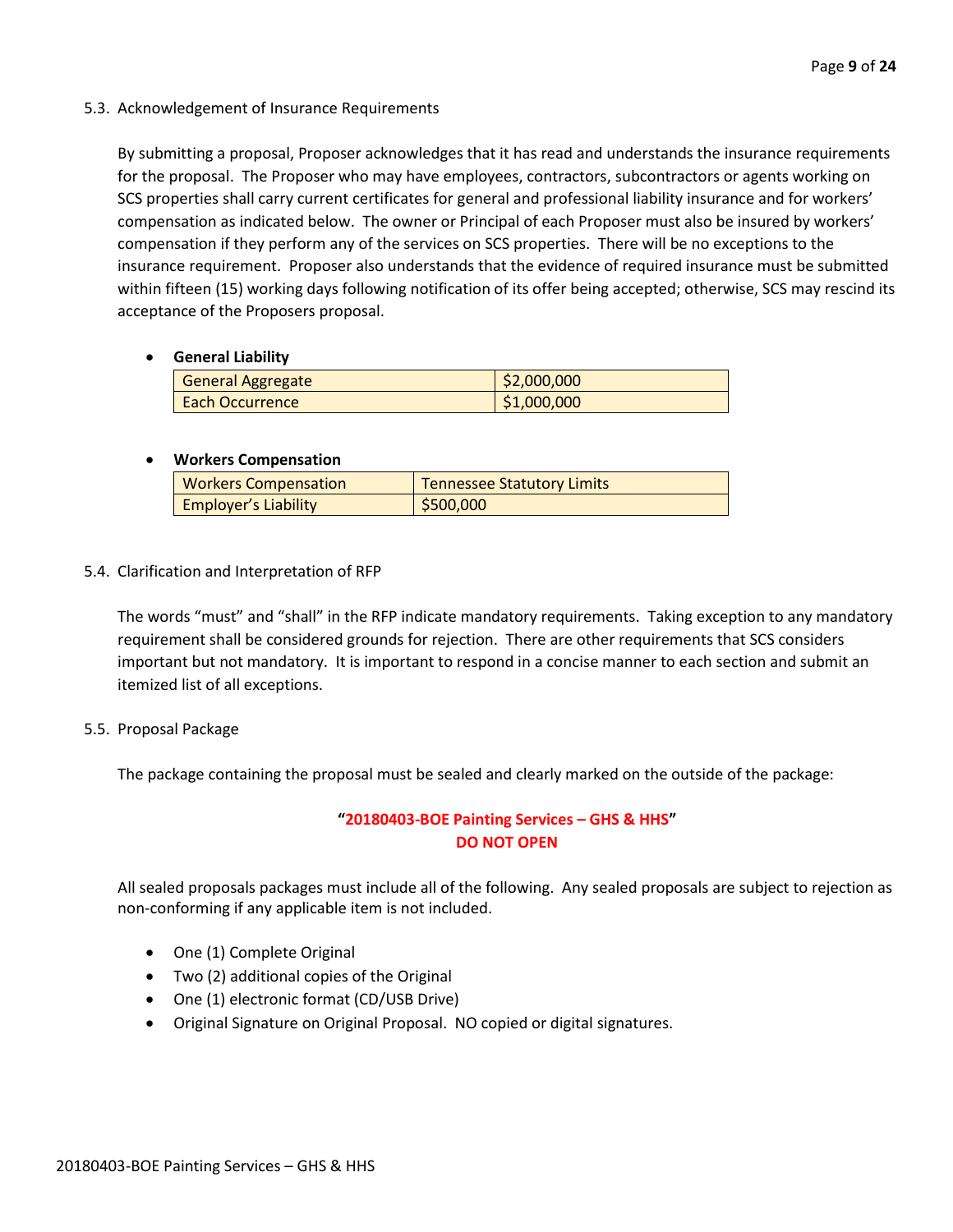### 5.3. Acknowledgement of Insurance Requirements

By submitting a proposal, Proposer acknowledges that it has read and understands the insurance requirements for the proposal. The Proposer who may have employees, contractors, subcontractors or agents working on SCS properties shall carry current certificates for general and professional liability insurance and for workers' compensation as indicated below. The owner or Principal of each Proposer must also be insured by workers' compensation if they perform any of the services on SCS properties. There will be no exceptions to the insurance requirement. Proposer also understands that the evidence of required insurance must be submitted within fifteen (15) working days following notification of its offer being accepted; otherwise, SCS may rescind its acceptance of the Proposers proposal.

- **General Liability**

| General Aggregate | $2,000,000 |
|---|---|
| Each Occurrence | $1,000,000 |

- **Workers Compensation**

| Workers Compensation | Tennessee Statutory Limits |
|---|---|
| Employer's Liability | $500,000 |

### 5.4. Clarification and Interpretation of RFP

The words "must" and "shall" in the RFP indicate mandatory requirements. Taking exception to any mandatory requirement shall be considered grounds for rejection. There are other requirements that SCS considers important but not mandatory. It is important to respond in a concise manner to each section and submit an itemized list of all exceptions.

### 5.5. Proposal Package

The package containing the proposal must be sealed and clearly marked on the outside of the package:

**"20180403-BOE Painting Services – GHS & HHS"**
**DO NOT OPEN**

All sealed proposals packages must include all of the following. Any sealed proposals are subject to rejection as non-conforming if any applicable item is not included.

- One (1) Complete Original
- Two (2) additional copies of the Original
- One (1) electronic format (CD/USB Drive)
- Original Signature on Original Proposal. NO copied or digital signatures.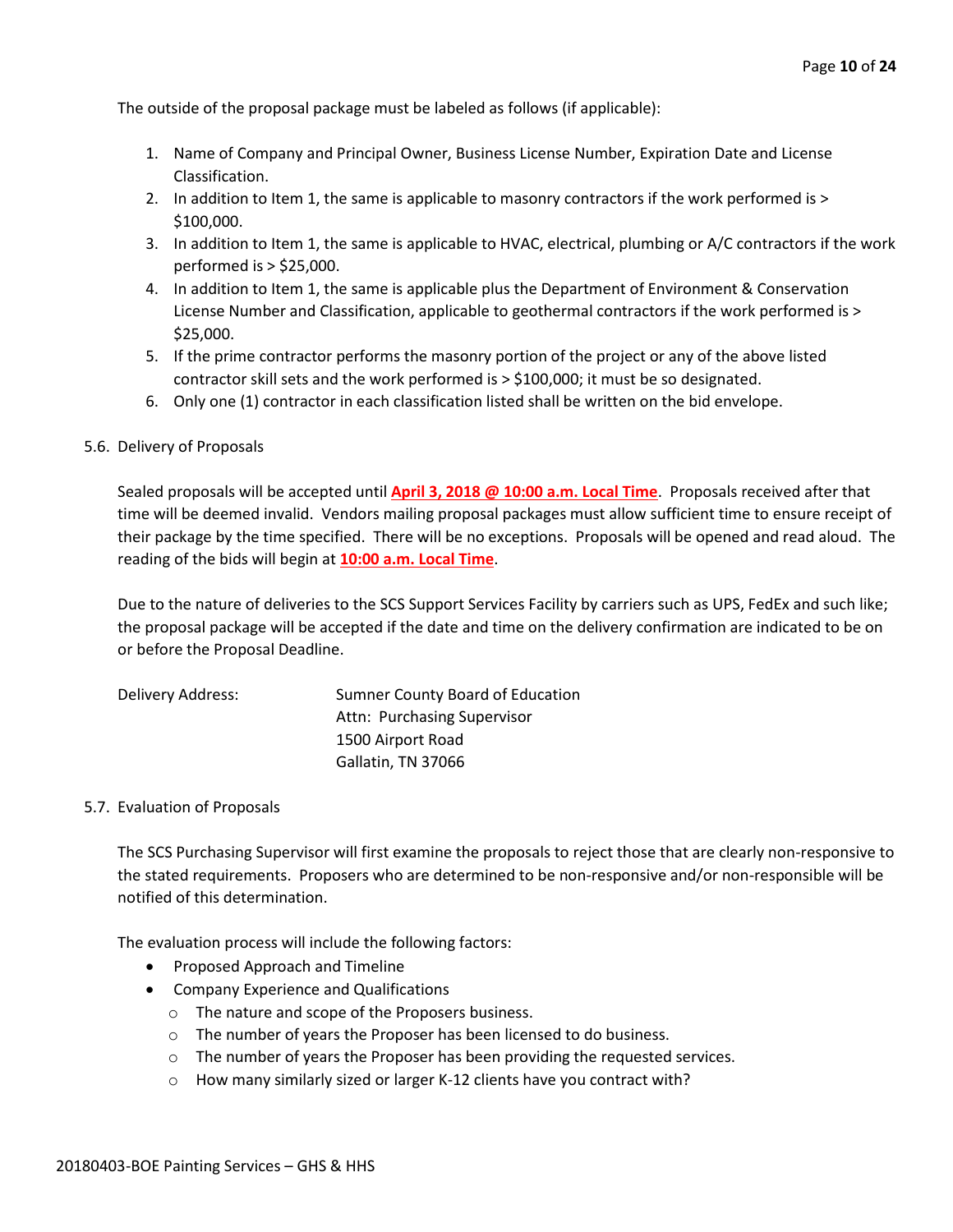The outside of the proposal package must be labeled as follows (if applicable):

1. Name of Company and Principal Owner, Business License Number, Expiration Date and License Classification.
2. In addition to Item 1, the same is applicable to masonry contractors if the work performed is > $100,000.
3. In addition to Item 1, the same is applicable to HVAC, electrical, plumbing or A/C contractors if the work performed is > $25,000.
4. In addition to Item 1, the same is applicable plus the Department of Environment & Conservation License Number and Classification, applicable to geothermal contractors if the work performed is > $25,000.
5. If the prime contractor performs the masonry portion of the project or any of the above listed contractor skill sets and the work performed is > $100,000; it must be so designated.
6. Only one (1) contractor in each classification listed shall be written on the bid envelope.

5.6. Delivery of Proposals

Sealed proposals will be accepted until **April 3, 2018 @ 10:00 a.m. Local Time**. Proposals received after that time will be deemed invalid. Vendors mailing proposal packages must allow sufficient time to ensure receipt of their package by the time specified. There will be no exceptions. Proposals will be opened and read aloud. The reading of the bids will begin at **10:00 a.m. Local Time**.

Due to the nature of deliveries to the SCS Support Services Facility by carriers such as UPS, FedEx and such like; the proposal package will be accepted if the date and time on the delivery confirmation are indicated to be on or before the Proposal Deadline.

Delivery Address: Sumner County Board of Education
Attn: Purchasing Supervisor
1500 Airport Road
Gallatin, TN 37066

5.7. Evaluation of Proposals

The SCS Purchasing Supervisor will first examine the proposals to reject those that are clearly non-responsive to the stated requirements. Proposers who are determined to be non-responsive and/or non-responsible will be notified of this determination.

The evaluation process will include the following factors:

- Proposed Approach and Timeline
- Company Experience and Qualifications
    - The nature and scope of the Proposers business.
    - The number of years the Proposer has been licensed to do business.
    - The number of years the Proposer has been providing the requested services.
    - How many similarly sized or larger K-12 clients have you contract with?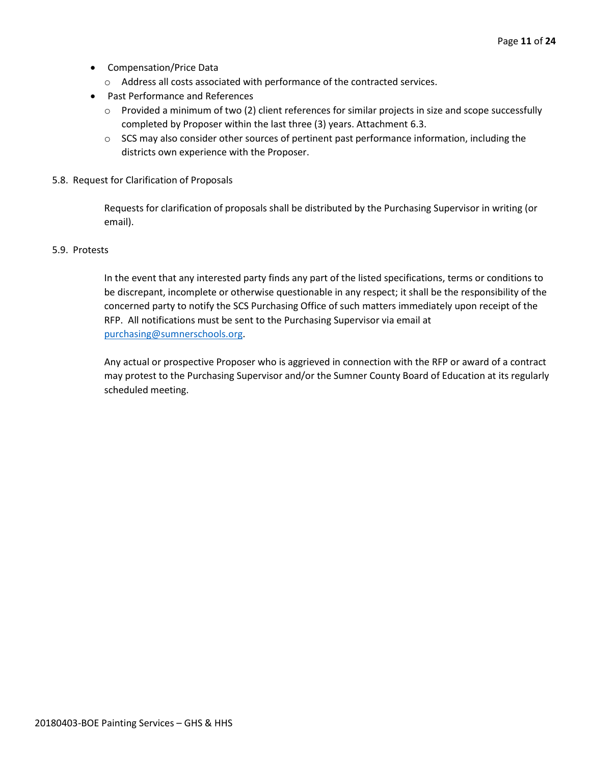- Compensation/Price Data
  - Address all costs associated with performance of the contracted services.
- Past Performance and References
  - Provided a minimum of two (2) client references for similar projects in size and scope successfully completed by Proposer within the last three (3) years. Attachment 6.3.
  - SCS may also consider other sources of pertinent past performance information, including the districts own experience with the Proposer.

5.8. Request for Clarification of Proposals

Requests for clarification of proposals shall be distributed by the Purchasing Supervisor in writing (or email).

5.9. Protests

In the event that any interested party finds any part of the listed specifications, terms or conditions to be discrepant, incomplete or otherwise questionable in any respect; it shall be the responsibility of the concerned party to notify the SCS Purchasing Office of such matters immediately upon receipt of the RFP. All notifications must be sent to the Purchasing Supervisor via email at purchasing@sumnerschools.org.

Any actual or prospective Proposer who is aggrieved in connection with the RFP or award of a contract may protest to the Purchasing Supervisor and/or the Sumner County Board of Education at its regularly scheduled meeting.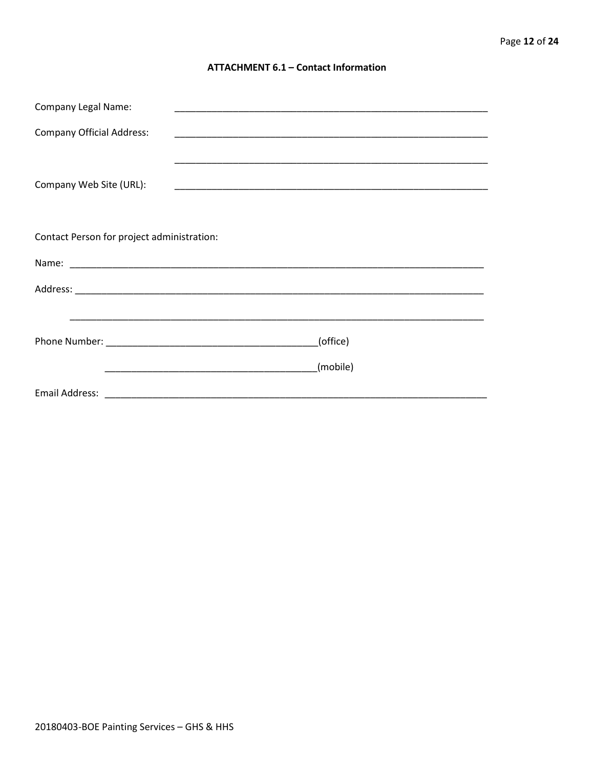### ATTACHMENT 6.1 – Contact Information

Company Legal Name: ____________________________________________________________

Company Official Address: ____________________________________________________________

____________________________________________________________

Company Web Site (URL): ____________________________________________________________

Contact Person for project administration:

Name: ________________________________________________________________________________

Address: ________________________________________________________________________________

________________________________________________________________________________

Phone Number: ________________________________________(office)

________________________________________(mobile)

Email Address: ___________________________________________________________________________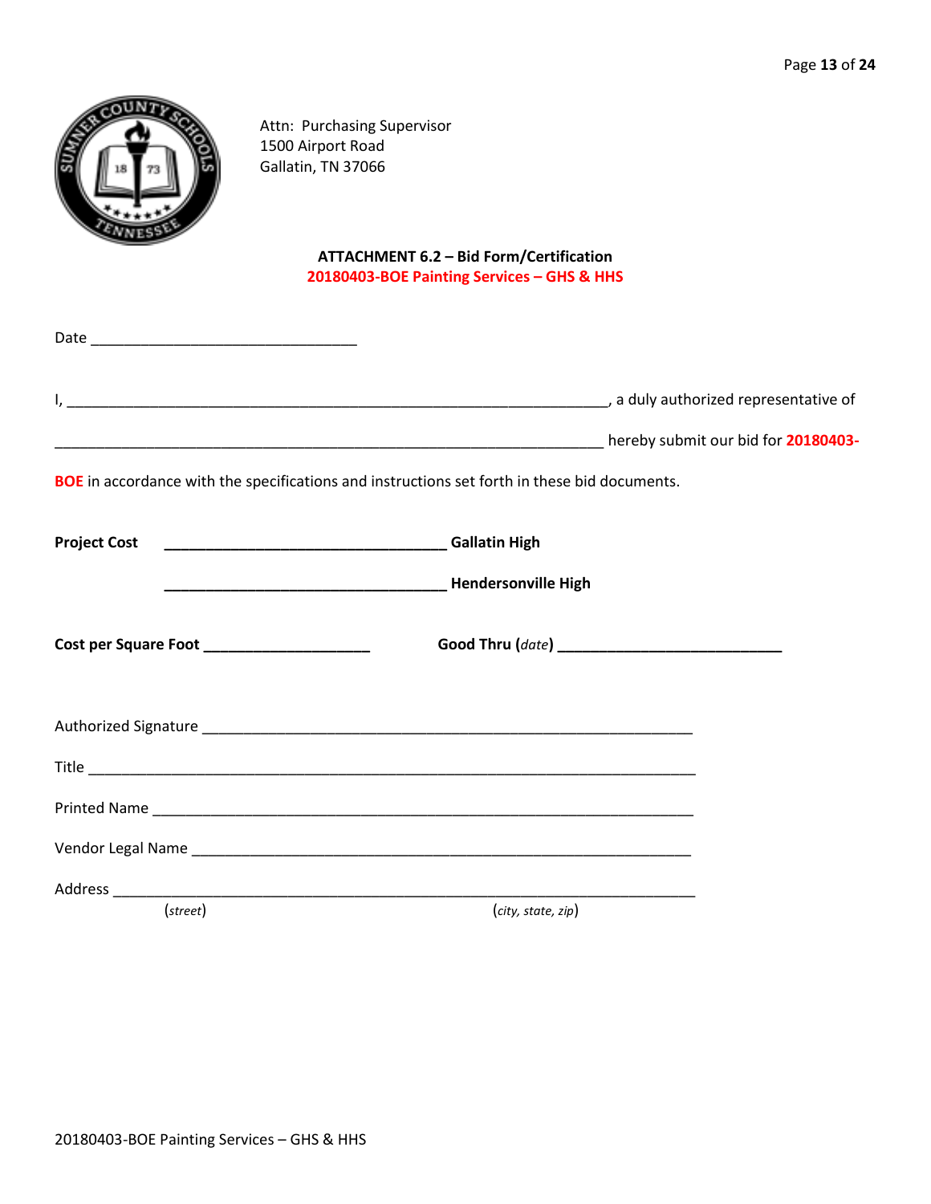Attn: Purchasing Supervisor
1500 Airport Road
Gallatin, TN 37066

**ATTACHMENT 6.2 – Bid Form/Certification**
**20180403-BOE Painting Services – GHS & HHS**

Date ________________________________

I, __________________________________________________________________, a duly authorized representative of __________________________________________________________________ hereby submit our bid for **20180403-BOE** in accordance with the specifications and instructions set forth in these bid documents.

**Project Cost** __________________________________ **Gallatin High**

__________________________________ **Hendersonville High**

**Cost per Square Foot** ____________________ **Good Thru (*date*)** ___________________________

Authorized Signature ___________________________________________________________

Title _________________________________________________________________________

Printed Name __________________________________________________________________

Vendor Legal Name _____________________________________________________________

Address ______________________________________________________________________
(*street*) (*city, state, zip*)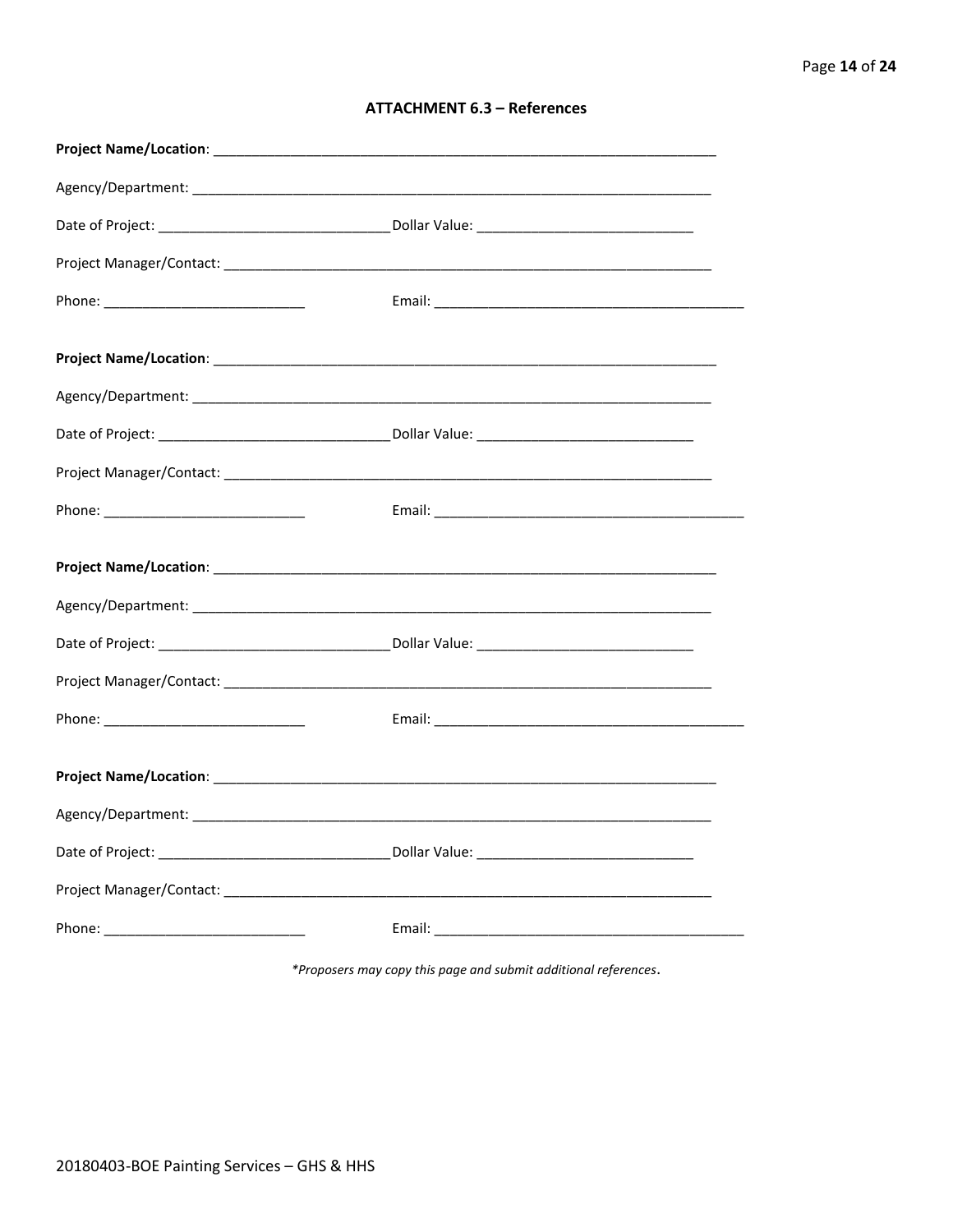### ATTACHMENT 6.3 – References

**Project Name/Location**: ____________________________________________________________________

Agency/Department: ____________________________________________________________________

Date of Project: ______________________________ Dollar Value: ____________________________

Project Manager/Contact: _______________________________________________________________

Phone: __________________________ Email: _________________________________________

**Project Name/Location**: ____________________________________________________________________

Agency/Department: ____________________________________________________________________

Date of Project: ______________________________ Dollar Value: ____________________________

Project Manager/Contact: _______________________________________________________________

Phone: __________________________ Email: _________________________________________

**Project Name/Location**: ____________________________________________________________________

Agency/Department: ____________________________________________________________________

Date of Project: ______________________________ Dollar Value: ____________________________

Project Manager/Contact: _______________________________________________________________

Phone: __________________________ Email: _________________________________________

**Project Name/Location**: ____________________________________________________________________

Agency/Department: ____________________________________________________________________

Date of Project: ______________________________ Dollar Value: ____________________________

Project Manager/Contact: _______________________________________________________________

Phone: __________________________ Email: _________________________________________

*\*Proposers may copy this page and submit additional references.*

20180403-BOE Painting Services – GHS & HHS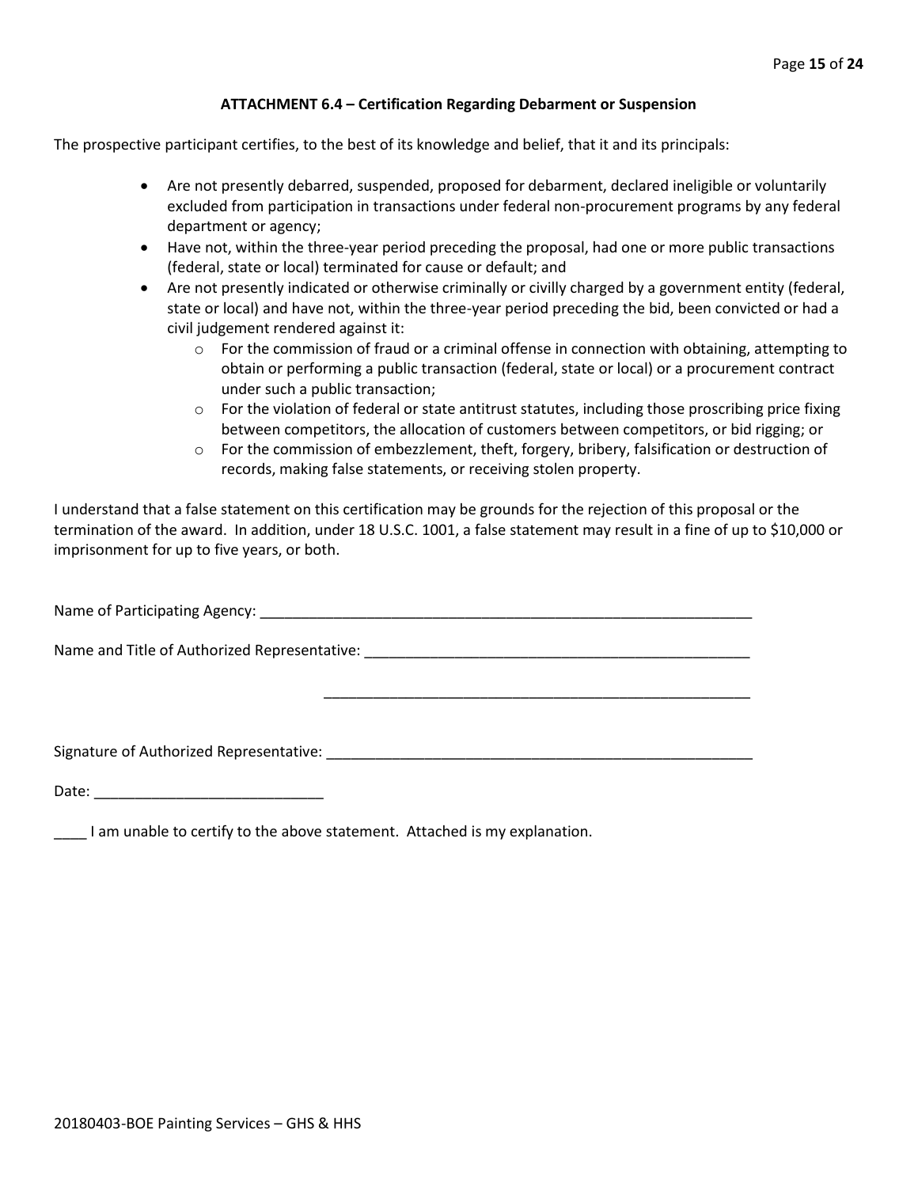### ATTACHMENT 6.4 – Certification Regarding Debarment or Suspension

The prospective participant certifies, to the best of its knowledge and belief, that it and its principals:

- Are not presently debarred, suspended, proposed for debarment, declared ineligible or voluntarily excluded from participation in transactions under federal non-procurement programs by any federal department or agency;
- Have not, within the three-year period preceding the proposal, had one or more public transactions (federal, state or local) terminated for cause or default; and
- Are not presently indicated or otherwise criminally or civilly charged by a government entity (federal, state or local) and have not, within the three-year period preceding the bid, been convicted or had a civil judgement rendered against it:
  - For the commission of fraud or a criminal offense in connection with obtaining, attempting to obtain or performing a public transaction (federal, state or local) or a procurement contract under such a public transaction;
  - For the violation of federal or state antitrust statutes, including those proscribing price fixing between competitors, the allocation of customers between competitors, or bid rigging; or
  - For the commission of embezzlement, theft, forgery, bribery, falsification or destruction of records, making false statements, or receiving stolen property.

I understand that a false statement on this certification may be grounds for the rejection of this proposal or the termination of the award. In addition, under 18 U.S.C. 1001, a false statement may result in a fine of up to $10,000 or imprisonment for up to five years, or both.

Name of Participating Agency: ________________________________________________________________

Name and Title of Authorized Representative: ____________________________________________________

____________________________________________________

Signature of Authorized Representative: _________________________________________________________

Date: ____________________________

____ I am unable to certify to the above statement. Attached is my explanation.

20180403-BOE Painting Services – GHS & HHS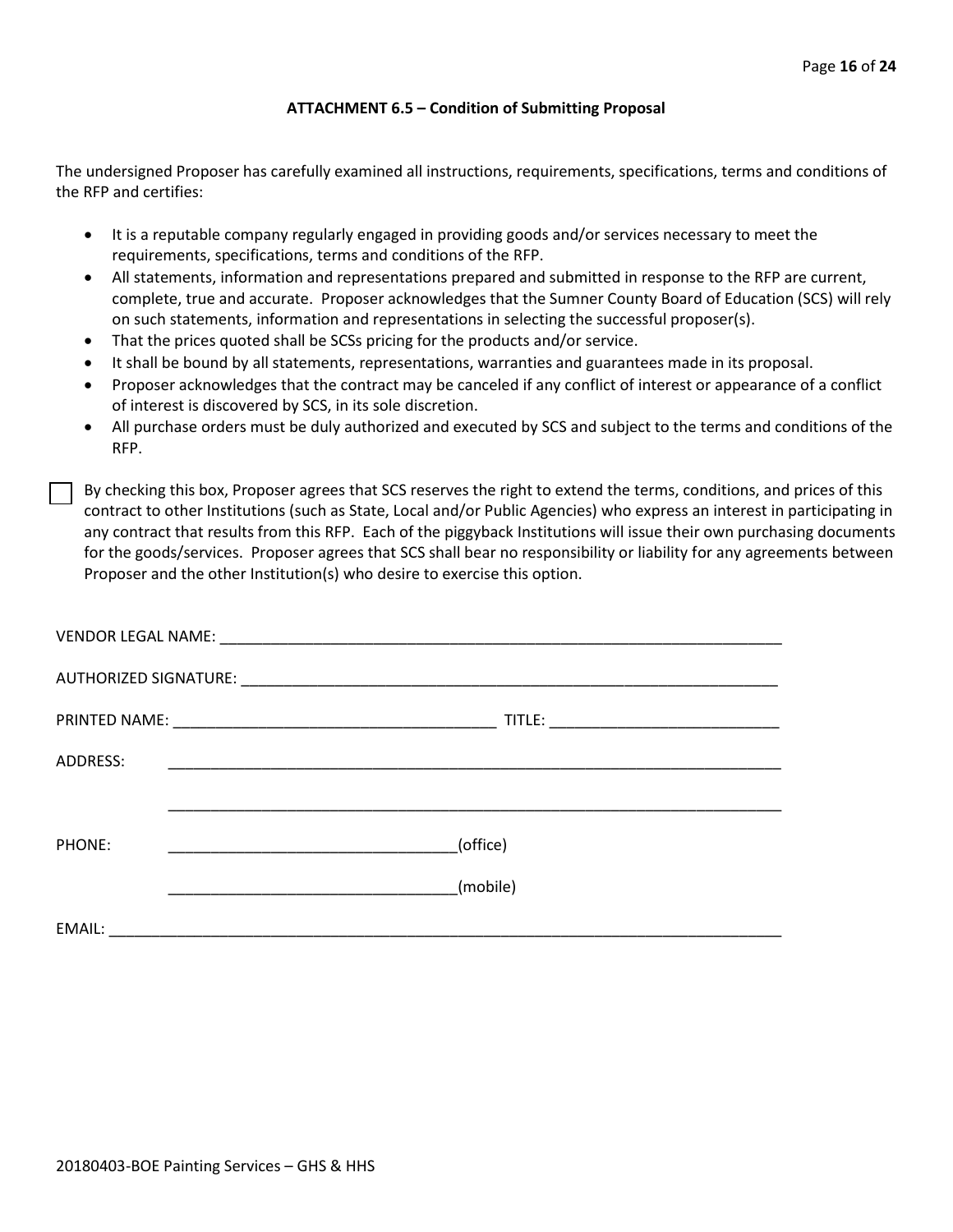## ATTACHMENT 6.5 – Condition of Submitting Proposal

The undersigned Proposer has carefully examined all instructions, requirements, specifications, terms and conditions of the RFP and certifies:

- It is a reputable company regularly engaged in providing goods and/or services necessary to meet the requirements, specifications, terms and conditions of the RFP.
- All statements, information and representations prepared and submitted in response to the RFP are current, complete, true and accurate. Proposer acknowledges that the Sumner County Board of Education (SCS) will rely on such statements, information and representations in selecting the successful proposer(s).
- That the prices quoted shall be SCSs pricing for the products and/or service.
- It shall be bound by all statements, representations, warranties and guarantees made in its proposal.
- Proposer acknowledges that the contract may be canceled if any conflict of interest or appearance of a conflict of interest is discovered by SCS, in its sole discretion.
- All purchase orders must be duly authorized and executed by SCS and subject to the terms and conditions of the RFP.

☐ By checking this box, Proposer agrees that SCS reserves the right to extend the terms, conditions, and prices of this contract to other Institutions (such as State, Local and/or Public Agencies) who express an interest in participating in any contract that results from this RFP. Each of the piggyback Institutions will issue their own purchasing documents for the goods/services. Proposer agrees that SCS shall bear no responsibility or liability for any agreements between Proposer and the other Institution(s) who desire to exercise this option.

VENDOR LEGAL NAME: ______________________________________________________________________

AUTHORIZED SIGNATURE: __________________________________________________________________

PRINTED NAME: ____________________________________ TITLE: __________________________

ADDRESS: ____________________________________________________________________

____________________________________________________________________

PHONE: _________________________________(office)

_________________________________(mobile)

EMAIL: ______________________________________________________________________________

20180403-BOE Painting Services – GHS & HHS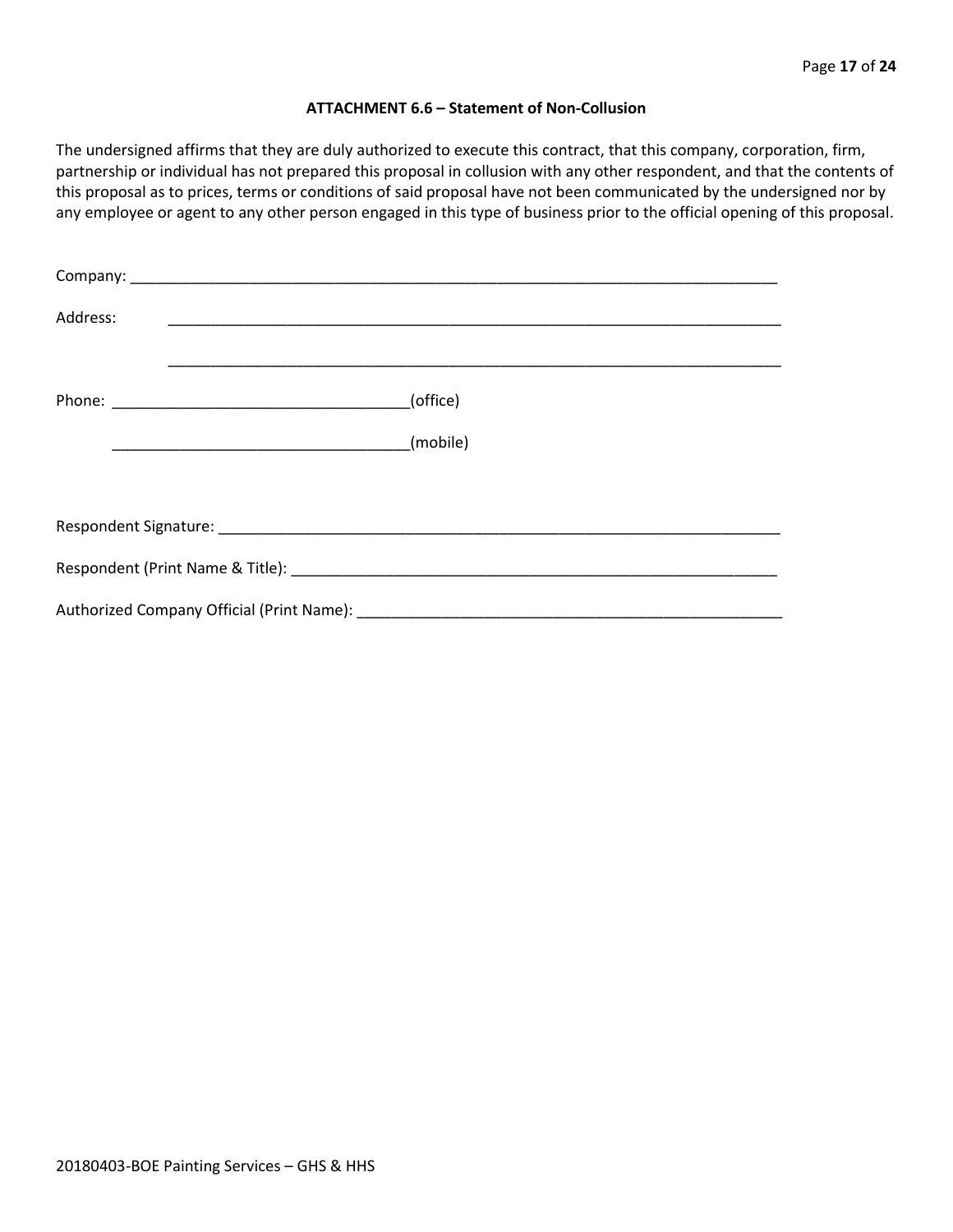### ATTACHMENT 6.6 – Statement of Non-Collusion

The undersigned affirms that they are duly authorized to execute this contract, that this company, corporation, firm, partnership or individual has not prepared this proposal in collusion with any other respondent, and that the contents of this proposal as to prices, terms or conditions of said proposal have not been communicated by the undersigned nor by any employee or agent to any other person engaged in this type of business prior to the official opening of this proposal.

Company: ___________________________________________________________________________

Address: ___________________________________________________________________________

___________________________________________________________________________

Phone: ___________________________________(office)

___________________________________(mobile)

Respondent Signature: ___________________________________________________________________

Respondent (Print Name & Title): __________________________________________________________

Authorized Company Official (Print Name): ___________________________________________________

20180403-BOE Painting Services – GHS & HHS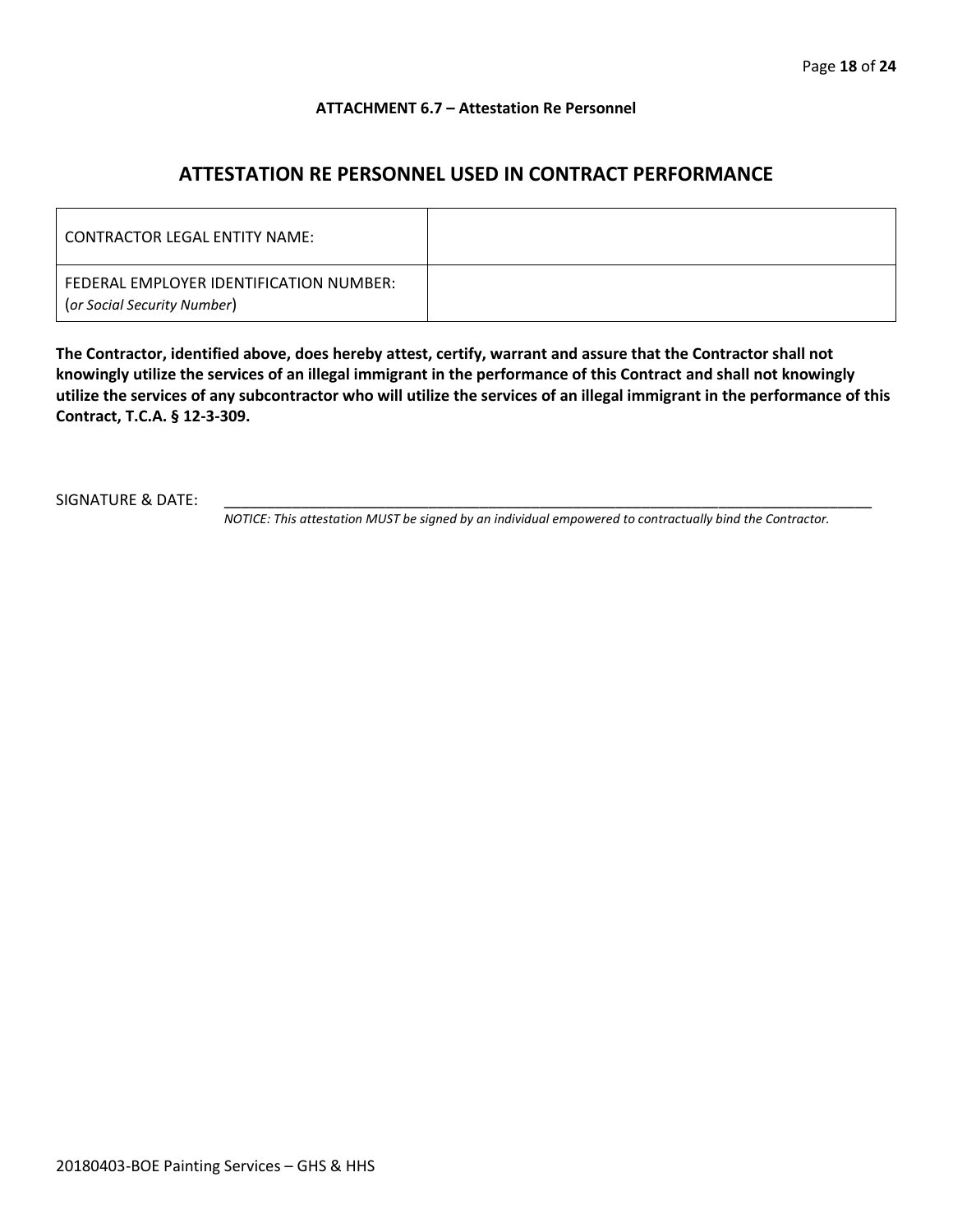**ATTACHMENT 6.7 – Attestation Re Personnel**

## ATTESTATION RE PERSONNEL USED IN CONTRACT PERFORMANCE

| | |
|---|---|
| CONTRACTOR LEGAL ENTITY NAME: | |
| FEDERAL EMPLOYER IDENTIFICATION NUMBER: (*or Social Security Number*) | |

**The Contractor, identified above, does hereby attest, certify, warrant and assure that the Contractor shall not knowingly utilize the services of an illegal immigrant in the performance of this Contract and shall not knowingly utilize the services of any subcontractor who will utilize the services of an illegal immigrant in the performance of this Contract, T.C.A. § 12-3-309.**

SIGNATURE & DATE: ___________________________________________________________________________________

*NOTICE: This attestation MUST be signed by an individual empowered to contractually bind the Contractor.*

20180403-BOE Painting Services – GHS & HHS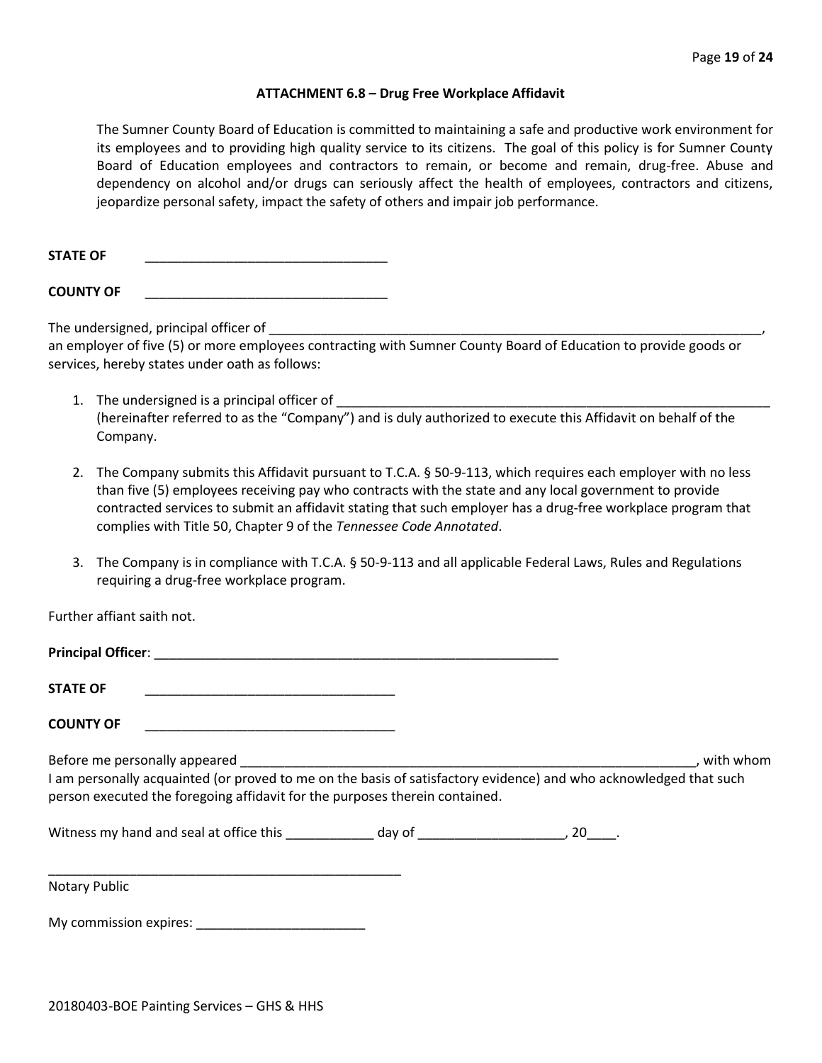### ATTACHMENT 6.8 – Drug Free Workplace Affidavit

The Sumner County Board of Education is committed to maintaining a safe and productive work environment for its employees and to providing high quality service to its citizens. The goal of this policy is for Sumner County Board of Education employees and contractors to remain, or become and remain, drug-free. Abuse and dependency on alcohol and/or drugs can seriously affect the health of employees, contractors and citizens, jeopardize personal safety, impact the safety of others and impair job performance.

**STATE OF** \_\_\_\_\_\_\_\_\_\_\_\_\_\_\_\_\_\_\_\_\_\_\_\_\_\_\_\_\_\_\_\_\_\_

**COUNTY OF** \_\_\_\_\_\_\_\_\_\_\_\_\_\_\_\_\_\_\_\_\_\_\_\_\_\_\_\_\_\_\_\_\_\_

The undersigned, principal officer of \_\_\_\_\_\_\_\_\_\_\_\_\_\_\_\_\_\_\_\_\_\_\_\_\_\_\_\_\_\_\_\_\_\_\_\_\_\_\_\_\_\_\_\_\_\_\_\_\_\_\_\_\_\_\_\_\_\_\_\_\_\_\_\_\_\_\_\_\_\_, an employer of five (5) or more employees contracting with Sumner County Board of Education to provide goods or services, hereby states under oath as follows:

1. The undersigned is a principal officer of \_\_\_\_\_\_\_\_\_\_\_\_\_\_\_\_\_\_\_\_\_\_\_\_\_\_\_\_\_\_\_\_\_\_\_\_\_\_\_\_\_\_\_\_\_\_\_\_\_\_\_\_\_\_\_\_\_\_\_\_\_ (hereinafter referred to as the "Company") and is duly authorized to execute this Affidavit on behalf of the Company.

2. The Company submits this Affidavit pursuant to T.C.A. § 50-9-113, which requires each employer with no less than five (5) employees receiving pay who contracts with the state and any local government to provide contracted services to submit an affidavit stating that such employer has a drug-free workplace program that complies with Title 50, Chapter 9 of the *Tennessee Code Annotated*.

3. The Company is in compliance with T.C.A. § 50-9-113 and all applicable Federal Laws, Rules and Regulations requiring a drug-free workplace program.

Further affiant saith not.

**Principal Officer**: \_\_\_\_\_\_\_\_\_\_\_\_\_\_\_\_\_\_\_\_\_\_\_\_\_\_\_\_\_\_\_\_\_\_\_\_\_\_\_\_\_\_\_\_\_\_\_\_\_\_\_\_\_\_\_\_\_\_

**STATE OF** \_\_\_\_\_\_\_\_\_\_\_\_\_\_\_\_\_\_\_\_\_\_\_\_\_\_\_\_\_\_\_\_\_\_\_\_

**COUNTY OF** \_\_\_\_\_\_\_\_\_\_\_\_\_\_\_\_\_\_\_\_\_\_\_\_\_\_\_\_\_\_\_\_\_\_\_\_

Before me personally appeared \_\_\_\_\_\_\_\_\_\_\_\_\_\_\_\_\_\_\_\_\_\_\_\_\_\_\_\_\_\_\_\_\_\_\_\_\_\_\_\_\_\_\_\_\_\_\_\_\_\_\_\_\_\_\_\_\_\_\_\_\_\_\_\_, with whom I am personally acquainted (or proved to me on the basis of satisfactory evidence) and who acknowledged that such person executed the foregoing affidavit for the purposes therein contained.

Witness my hand and seal at office this \_\_\_\_\_\_\_\_\_\_\_\_ day of \_\_\_\_\_\_\_\_\_\_\_\_\_\_\_\_\_\_\_\_, 20\_\_\_\_.

\_\_\_\_\_\_\_\_\_\_\_\_\_\_\_\_\_\_\_\_\_\_\_\_\_\_\_\_\_\_\_\_\_\_\_\_\_\_\_\_\_\_\_\_\_\_\_\_\_\_

Notary Public

My commission expires: \_\_\_\_\_\_\_\_\_\_\_\_\_\_\_\_\_\_\_\_\_\_\_\_

20180403-BOE Painting Services – GHS & HHS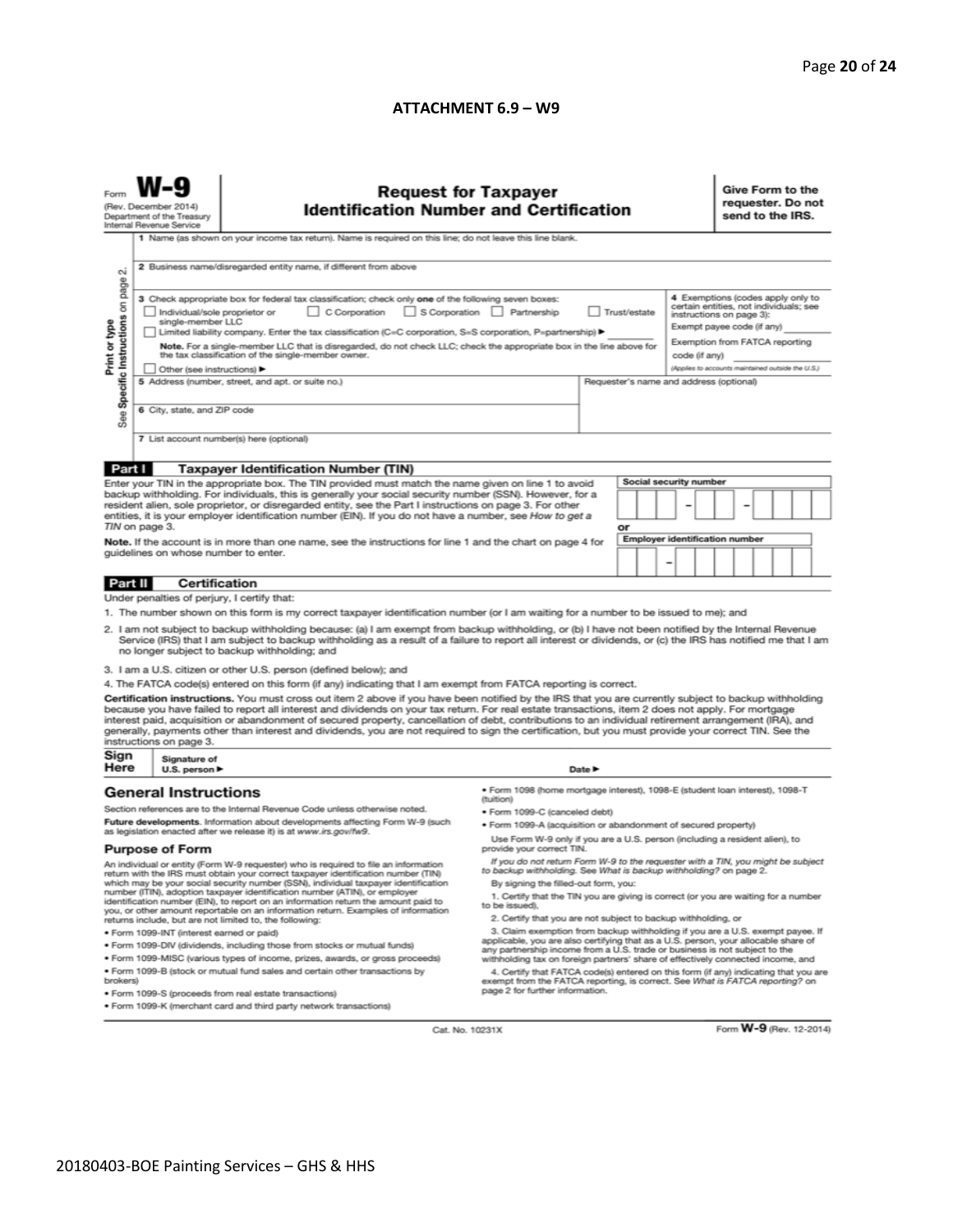## ATTACHMENT 6.9 – W9

Form **W-9**
(Rev. December 2014)
Department of the Treasury
Internal Revenue Service

# Request for Taxpayer Identification Number and Certification

**Give Form to the requester. Do not send to the IRS.**

Print or type
See Specific Instructions on page 2.

1 Name (as shown on your income tax return). Name is required on this line; do not leave this line blank.

2 Business name/disregarded entity name, if different from above

3 Check appropriate box for federal tax classification; check only **one** of the following seven boxes:
☐ Individual/sole proprietor or single-member LLC ☐ C Corporation ☐ S Corporation ☐ Partnership ☐ Trust/estate
☐ Limited liability company. Enter the tax classification (C=C corporation, S=S corporation, P=partnership) ▶ ________
**Note.** For a single-member LLC that is disregarded, do not check LLC; check the appropriate box in the line above for the tax classification of the single-member owner.
☐ Other (see instructions) ▶

4 Exemptions (codes apply only to certain entities, not individuals; see instructions on page 3):
Exempt payee code (if any) ________
Exemption from FATCA reporting code (if any) ________
(Applies to accounts maintained outside the U.S.)

5 Address (number, street, and apt. or suite no.)

Requester's name and address (optional)

6 City, state, and ZIP code

7 List account number(s) here (optional)

### Part I Taxpayer Identification Number (TIN)

Enter your TIN in the appropriate box. The TIN provided must match the name given on line 1 to avoid backup withholding. For individuals, this is generally your social security number (SSN). However, for a resident alien, sole proprietor, or disregarded entity, see the Part I instructions on page 3. For other entities, it is your employer identification number (EIN). If you do not have a number, see *How to get a TIN* on page 3.

**Note.** If the account is in more than one name, see the instructions for line 1 and the chart on page 4 for guidelines on whose number to enter.

**Social security number**

or

**Employer identification number**

### Part II Certification

Under penalties of perjury, I certify that:

1. The number shown on this form is my correct taxpayer identification number (or I am waiting for a number to be issued to me); and
2. I am not subject to backup withholding because: (a) I am exempt from backup withholding, or (b) I have not been notified by the Internal Revenue Service (IRS) that I am subject to backup withholding as a result of a failure to report all interest or dividends, or (c) the IRS has notified me that I am no longer subject to backup withholding; and
3. I am a U.S. citizen or other U.S. person (defined below); and
4. The FATCA code(s) entered on this form (if any) indicating that I am exempt from FATCA reporting is correct.

**Certification instructions.** You must cross out item 2 above if you have been notified by the IRS that you are currently subject to backup withholding because you have failed to report all interest and dividends on your tax return. For real estate transactions, item 2 does not apply. For mortgage interest paid, acquisition or abandonment of secured property, cancellation of debt, contributions to an individual retirement arrangement (IRA), and generally, payments other than interest and dividends, you are not required to sign the certification, but you must provide your correct TIN. See the instructions on page 3.

**Sign Here** Signature of U.S. person ▶ Date ▶

## General Instructions

Section references are to the Internal Revenue Code unless otherwise noted.

**Future developments.** Information about developments affecting Form W-9 (such as legislation enacted after we release it) is at *www.irs.gov/fw9*.

### Purpose of Form

An individual or entity (Form W-9 requester) who is required to file an information return with the IRS must obtain your correct taxpayer identification number (TIN) which may be your social security number (SSN), individual taxpayer identification number (ITIN), adoption taxpayer identification number (ATIN), or employer identification number (EIN), to report on an information return the amount paid to you, or other amount reportable on an information return. Examples of information returns include, but are not limited to, the following:

- Form 1099-INT (interest earned or paid)
- Form 1099-DIV (dividends, including those from stocks or mutual funds)
- Form 1099-MISC (various types of income, prizes, awards, or gross proceeds)
- Form 1099-B (stock or mutual fund sales and certain other transactions by brokers)
- Form 1099-S (proceeds from real estate transactions)
- Form 1099-K (merchant card and third party network transactions)
- Form 1098 (home mortgage interest), 1098-E (student loan interest), 1098-T (tuition)
- Form 1099-C (canceled debt)
- Form 1099-A (acquisition or abandonment of secured property)

Use Form W-9 only if you are a U.S. person (including a resident alien), to provide your correct TIN.

*If you do not return Form W-9 to the requester with a TIN, you might be subject to backup withholding. See What is backup withholding? on page 2.*

By signing the filled-out form, you:

1. Certify that the TIN you are giving is correct (or you are waiting for a number to be issued),
2. Certify that you are not subject to backup withholding, or
3. Claim exemption from backup withholding if you are a U.S. exempt payee. If applicable, you are also certifying that as a U.S. person, your allocable share of any partnership income from a U.S. trade or business is not subject to the withholding tax on foreign partners' share of effectively connected income, and
4. Certify that FATCA code(s) entered on this form (if any) indicating that you are exempt from the FATCA reporting, is correct. See *What is FATCA reporting?* on page 2 for further information.

Cat. No. 10231X

Form **W-9** (Rev. 12-2014)

20180403-BOE Painting Services – GHS & HHS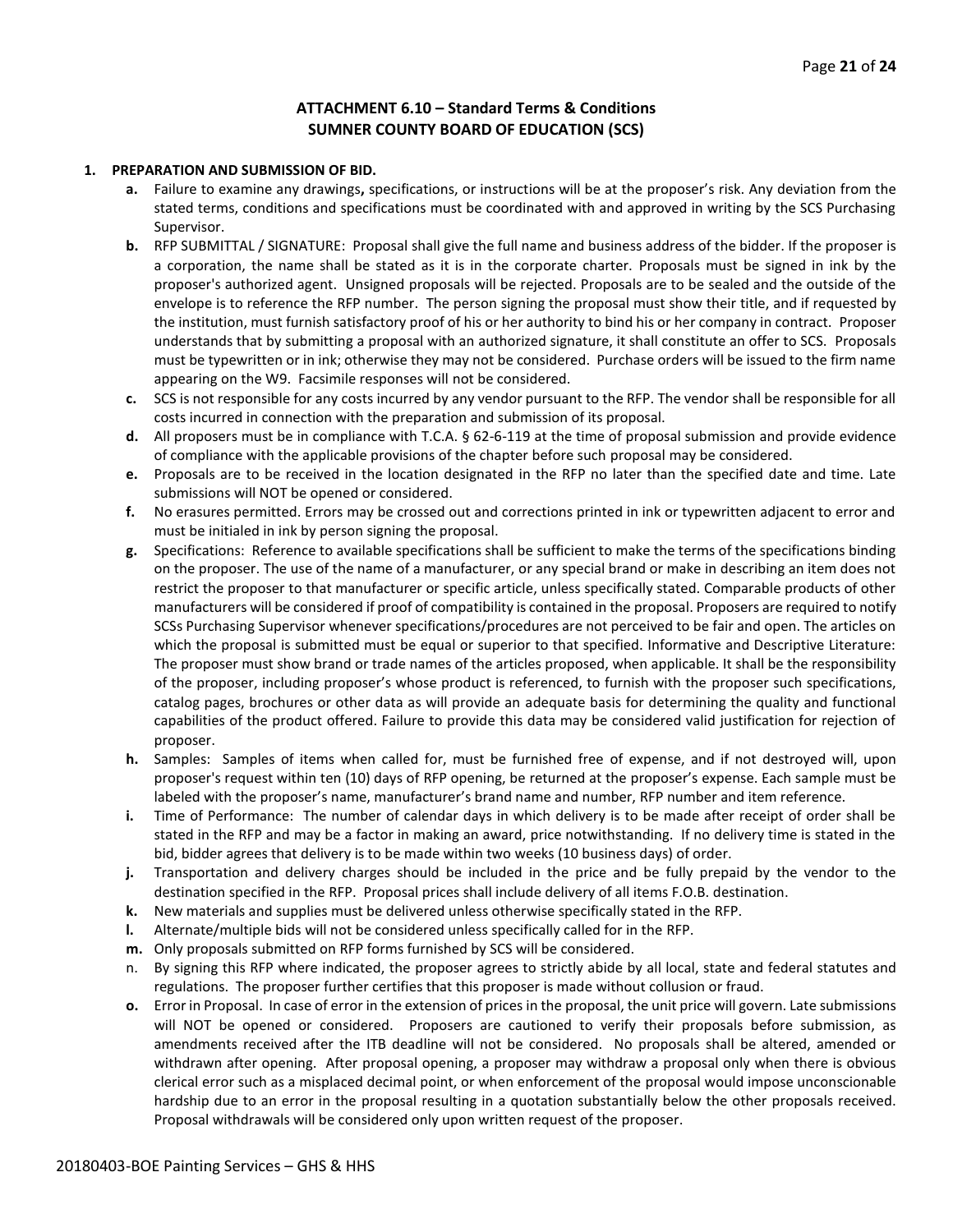### ATTACHMENT 6.10 – Standard Terms & Conditions
### SUMNER COUNTY BOARD OF EDUCATION (SCS)

**1. PREPARATION AND SUBMISSION OF BID.**

- **a.** Failure to examine any drawings**,** specifications, or instructions will be at the proposer's risk. Any deviation from the stated terms, conditions and specifications must be coordinated with and approved in writing by the SCS Purchasing Supervisor.
- **b.** RFP SUBMITTAL / SIGNATURE: Proposal shall give the full name and business address of the bidder. If the proposer is a corporation, the name shall be stated as it is in the corporate charter. Proposals must be signed in ink by the proposer's authorized agent. Unsigned proposals will be rejected. Proposals are to be sealed and the outside of the envelope is to reference the RFP number. The person signing the proposal must show their title, and if requested by the institution, must furnish satisfactory proof of his or her authority to bind his or her company in contract. Proposer understands that by submitting a proposal with an authorized signature, it shall constitute an offer to SCS. Proposals must be typewritten or in ink; otherwise they may not be considered. Purchase orders will be issued to the firm name appearing on the W9. Facsimile responses will not be considered.
- **c.** SCS is not responsible for any costs incurred by any vendor pursuant to the RFP. The vendor shall be responsible for all costs incurred in connection with the preparation and submission of its proposal.
- **d.** All proposers must be in compliance with T.C.A. § 62-6-119 at the time of proposal submission and provide evidence of compliance with the applicable provisions of the chapter before such proposal may be considered.
- **e.** Proposals are to be received in the location designated in the RFP no later than the specified date and time. Late submissions will NOT be opened or considered.
- **f.** No erasures permitted. Errors may be crossed out and corrections printed in ink or typewritten adjacent to error and must be initialed in ink by person signing the proposal.
- **g.** Specifications: Reference to available specifications shall be sufficient to make the terms of the specifications binding on the proposer. The use of the name of a manufacturer, or any special brand or make in describing an item does not restrict the proposer to that manufacturer or specific article, unless specifically stated. Comparable products of other manufacturers will be considered if proof of compatibility is contained in the proposal. Proposers are required to notify SCSs Purchasing Supervisor whenever specifications/procedures are not perceived to be fair and open. The articles on which the proposal is submitted must be equal or superior to that specified. Informative and Descriptive Literature: The proposer must show brand or trade names of the articles proposed, when applicable. It shall be the responsibility of the proposer, including proposer's whose product is referenced, to furnish with the proposer such specifications, catalog pages, brochures or other data as will provide an adequate basis for determining the quality and functional capabilities of the product offered. Failure to provide this data may be considered valid justification for rejection of proposer.
- **h.** Samples: Samples of items when called for, must be furnished free of expense, and if not destroyed will, upon proposer's request within ten (10) days of RFP opening, be returned at the proposer's expense. Each sample must be labeled with the proposer's name, manufacturer's brand name and number, RFP number and item reference.
- **i.** Time of Performance: The number of calendar days in which delivery is to be made after receipt of order shall be stated in the RFP and may be a factor in making an award, price notwithstanding. If no delivery time is stated in the bid, bidder agrees that delivery is to be made within two weeks (10 business days) of order.
- **j.** Transportation and delivery charges should be included in the price and be fully prepaid by the vendor to the destination specified in the RFP. Proposal prices shall include delivery of all items F.O.B. destination.
- **k.** New materials and supplies must be delivered unless otherwise specifically stated in the RFP.
- **l.** Alternate/multiple bids will not be considered unless specifically called for in the RFP.
- **m.** Only proposals submitted on RFP forms furnished by SCS will be considered.
- n. By signing this RFP where indicated, the proposer agrees to strictly abide by all local, state and federal statutes and regulations. The proposer further certifies that this proposer is made without collusion or fraud.
- **o.** Error in Proposal. In case of error in the extension of prices in the proposal, the unit price will govern. Late submissions will NOT be opened or considered. Proposers are cautioned to verify their proposals before submission, as amendments received after the ITB deadline will not be considered. No proposals shall be altered, amended or withdrawn after opening. After proposal opening, a proposer may withdraw a proposal only when there is obvious clerical error such as a misplaced decimal point, or when enforcement of the proposal would impose unconscionable hardship due to an error in the proposal resulting in a quotation substantially below the other proposals received. Proposal withdrawals will be considered only upon written request of the proposer.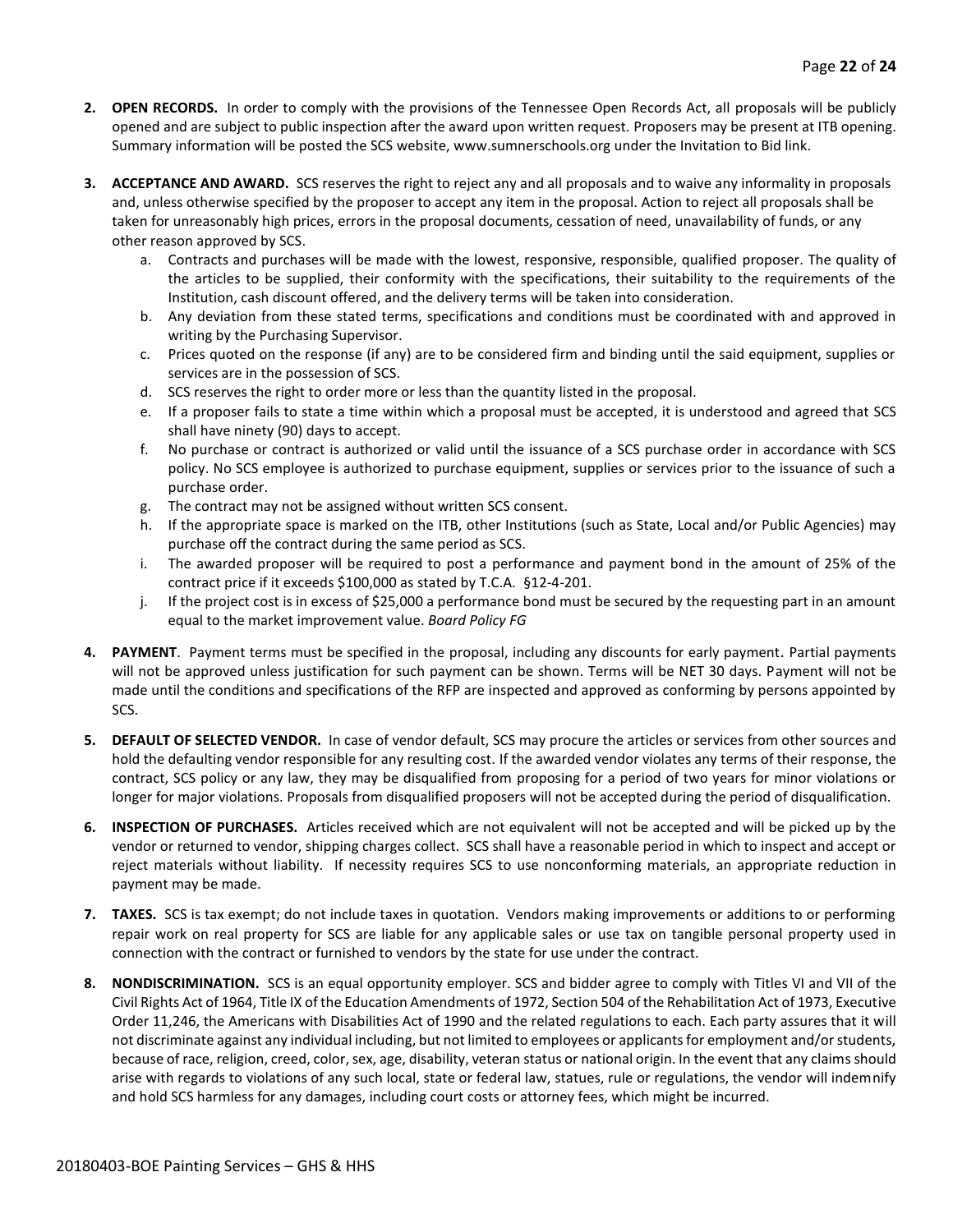2. **OPEN RECORDS.** In order to comply with the provisions of the Tennessee Open Records Act, all proposals will be publicly opened and are subject to public inspection after the award upon written request. Proposers may be present at ITB opening. Summary information will be posted the SCS website, www.sumnerschools.org under the Invitation to Bid link.

3. **ACCEPTANCE AND AWARD.** SCS reserves the right to reject any and all proposals and to waive any informality in proposals and, unless otherwise specified by the proposer to accept any item in the proposal. Action to reject all proposals shall be taken for unreasonably high prices, errors in the proposal documents, cessation of need, unavailability of funds, or any other reason approved by SCS.
   a. Contracts and purchases will be made with the lowest, responsive, responsible, qualified proposer. The quality of the articles to be supplied, their conformity with the specifications, their suitability to the requirements of the Institution, cash discount offered, and the delivery terms will be taken into consideration.
   b. Any deviation from these stated terms, specifications and conditions must be coordinated with and approved in writing by the Purchasing Supervisor.
   c. Prices quoted on the response (if any) are to be considered firm and binding until the said equipment, supplies or services are in the possession of SCS.
   d. SCS reserves the right to order more or less than the quantity listed in the proposal.
   e. If a proposer fails to state a time within which a proposal must be accepted, it is understood and agreed that SCS shall have ninety (90) days to accept.
   f. No purchase or contract is authorized or valid until the issuance of a SCS purchase order in accordance with SCS policy. No SCS employee is authorized to purchase equipment, supplies or services prior to the issuance of such a purchase order.
   g. The contract may not be assigned without written SCS consent.
   h. If the appropriate space is marked on the ITB, other Institutions (such as State, Local and/or Public Agencies) may purchase off the contract during the same period as SCS.
   i. The awarded proposer will be required to post a performance and payment bond in the amount of 25% of the contract price if it exceeds $100,000 as stated by T.C.A. §12-4-201.
   j. If the project cost is in excess of $25,000 a performance bond must be secured by the requesting part in an amount equal to the market improvement value. *Board Policy FG*

4. **PAYMENT**. Payment terms must be specified in the proposal, including any discounts for early payment. Partial payments will not be approved unless justification for such payment can be shown. Terms will be NET 30 days. Payment will not be made until the conditions and specifications of the RFP are inspected and approved as conforming by persons appointed by SCS.

5. **DEFAULT OF SELECTED VENDOR.** In case of vendor default, SCS may procure the articles or services from other sources and hold the defaulting vendor responsible for any resulting cost. If the awarded vendor violates any terms of their response, the contract, SCS policy or any law, they may be disqualified from proposing for a period of two years for minor violations or longer for major violations. Proposals from disqualified proposers will not be accepted during the period of disqualification.

6. **INSPECTION OF PURCHASES.** Articles received which are not equivalent will not be accepted and will be picked up by the vendor or returned to vendor, shipping charges collect. SCS shall have a reasonable period in which to inspect and accept or reject materials without liability. If necessity requires SCS to use nonconforming materials, an appropriate reduction in payment may be made.

7. **TAXES.** SCS is tax exempt; do not include taxes in quotation. Vendors making improvements or additions to or performing repair work on real property for SCS are liable for any applicable sales or use tax on tangible personal property used in connection with the contract or furnished to vendors by the state for use under the contract.

8. **NONDISCRIMINATION.** SCS is an equal opportunity employer. SCS and bidder agree to comply with Titles VI and VII of the Civil Rights Act of 1964, Title IX of the Education Amendments of 1972, Section 504 of the Rehabilitation Act of 1973, Executive Order 11,246, the Americans with Disabilities Act of 1990 and the related regulations to each. Each party assures that it will not discriminate against any individual including, but not limited to employees or applicants for employment and/or students, because of race, religion, creed, color, sex, age, disability, veteran status or national origin. In the event that any claims should arise with regards to violations of any such local, state or federal law, statues, rule or regulations, the vendor will indemnify and hold SCS harmless for any damages, including court costs or attorney fees, which might be incurred.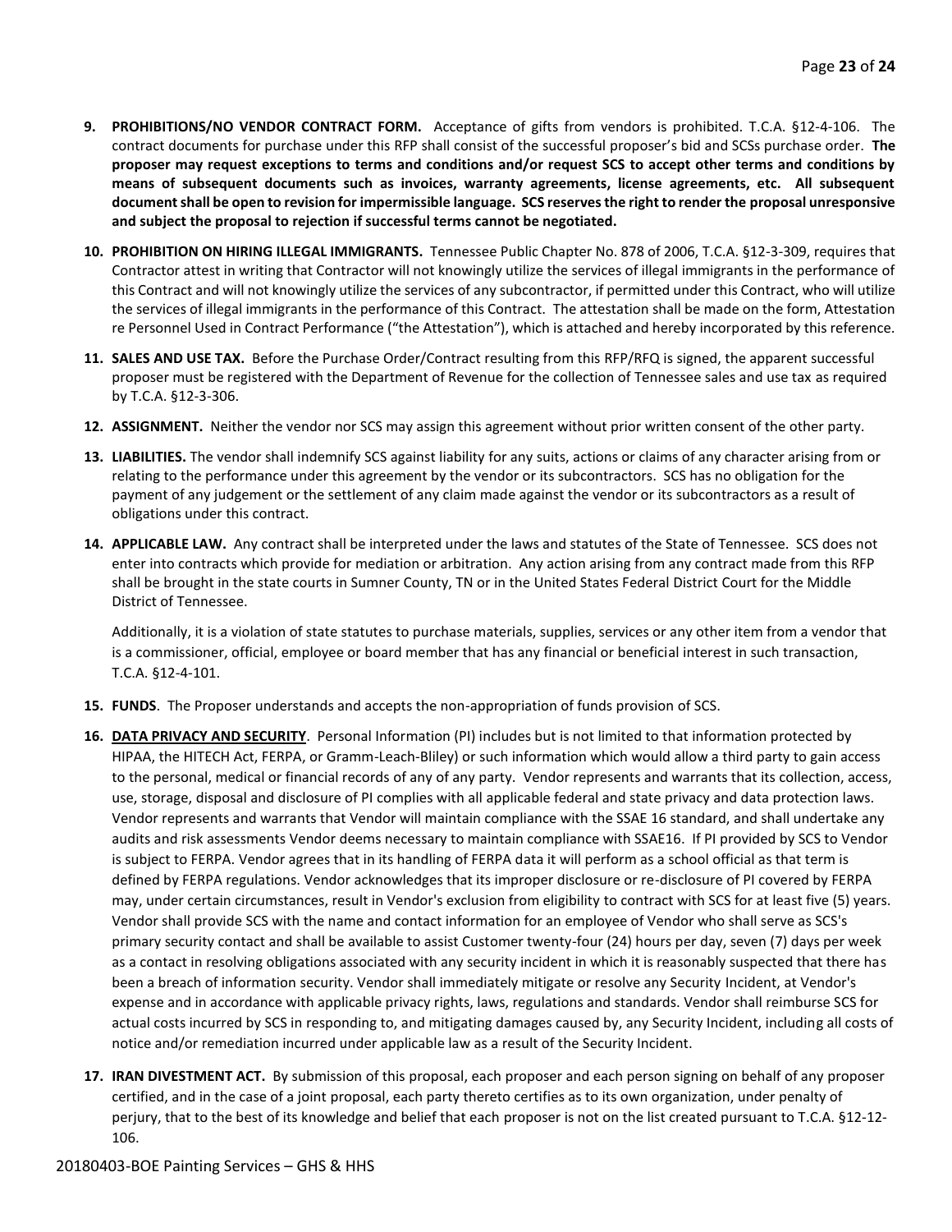9. **PROHIBITIONS/NO VENDOR CONTRACT FORM.** Acceptance of gifts from vendors is prohibited. T.C.A. §12-4-106. The contract documents for purchase under this RFP shall consist of the successful proposer's bid and SCSs purchase order. **The proposer may request exceptions to terms and conditions and/or request SCS to accept other terms and conditions by means of subsequent documents such as invoices, warranty agreements, license agreements, etc. All subsequent document shall be open to revision for impermissible language. SCS reserves the right to render the proposal unresponsive and subject the proposal to rejection if successful terms cannot be negotiated.**

10. **PROHIBITION ON HIRING ILLEGAL IMMIGRANTS.** Tennessee Public Chapter No. 878 of 2006, T.C.A. §12-3-309, requires that Contractor attest in writing that Contractor will not knowingly utilize the services of illegal immigrants in the performance of this Contract and will not knowingly utilize the services of any subcontractor, if permitted under this Contract, who will utilize the services of illegal immigrants in the performance of this Contract. The attestation shall be made on the form, Attestation re Personnel Used in Contract Performance ("the Attestation"), which is attached and hereby incorporated by this reference.

11. **SALES AND USE TAX.** Before the Purchase Order/Contract resulting from this RFP/RFQ is signed, the apparent successful proposer must be registered with the Department of Revenue for the collection of Tennessee sales and use tax as required by T.C.A. §12-3-306.

12. **ASSIGNMENT.** Neither the vendor nor SCS may assign this agreement without prior written consent of the other party.

13. **LIABILITIES.** The vendor shall indemnify SCS against liability for any suits, actions or claims of any character arising from or relating to the performance under this agreement by the vendor or its subcontractors. SCS has no obligation for the payment of any judgement or the settlement of any claim made against the vendor or its subcontractors as a result of obligations under this contract.

14. **APPLICABLE LAW.** Any contract shall be interpreted under the laws and statutes of the State of Tennessee. SCS does not enter into contracts which provide for mediation or arbitration. Any action arising from any contract made from this RFP shall be brought in the state courts in Sumner County, TN or in the United States Federal District Court for the Middle District of Tennessee.

    Additionally, it is a violation of state statutes to purchase materials, supplies, services or any other item from a vendor that is a commissioner, official, employee or board member that has any financial or beneficial interest in such transaction, T.C.A. §12-4-101.

15. **FUNDS**. The Proposer understands and accepts the non-appropriation of funds provision of SCS.

16. **DATA PRIVACY AND SECURITY**. Personal Information (PI) includes but is not limited to that information protected by HIPAA, the HITECH Act, FERPA, or Gramm-Leach-Bliley) or such information which would allow a third party to gain access to the personal, medical or financial records of any of any party. Vendor represents and warrants that its collection, access, use, storage, disposal and disclosure of PI complies with all applicable federal and state privacy and data protection laws. Vendor represents and warrants that Vendor will maintain compliance with the SSAE 16 standard, and shall undertake any audits and risk assessments Vendor deems necessary to maintain compliance with SSAE16. If PI provided by SCS to Vendor is subject to FERPA. Vendor agrees that in its handling of FERPA data it will perform as a school official as that term is defined by FERPA regulations. Vendor acknowledges that its improper disclosure or re-disclosure of PI covered by FERPA may, under certain circumstances, result in Vendor's exclusion from eligibility to contract with SCS for at least five (5) years. Vendor shall provide SCS with the name and contact information for an employee of Vendor who shall serve as SCS's primary security contact and shall be available to assist Customer twenty-four (24) hours per day, seven (7) days per week as a contact in resolving obligations associated with any security incident in which it is reasonably suspected that there has been a breach of information security. Vendor shall immediately mitigate or resolve any Security Incident, at Vendor's expense and in accordance with applicable privacy rights, laws, regulations and standards. Vendor shall reimburse SCS for actual costs incurred by SCS in responding to, and mitigating damages caused by, any Security Incident, including all costs of notice and/or remediation incurred under applicable law as a result of the Security Incident.

17. **IRAN DIVESTMENT ACT.** By submission of this proposal, each proposer and each person signing on behalf of any proposer certified, and in the case of a joint proposal, each party thereto certifies as to its own organization, under penalty of perjury, that to the best of its knowledge and belief that each proposer is not on the list created pursuant to T.C.A. §12-12-106.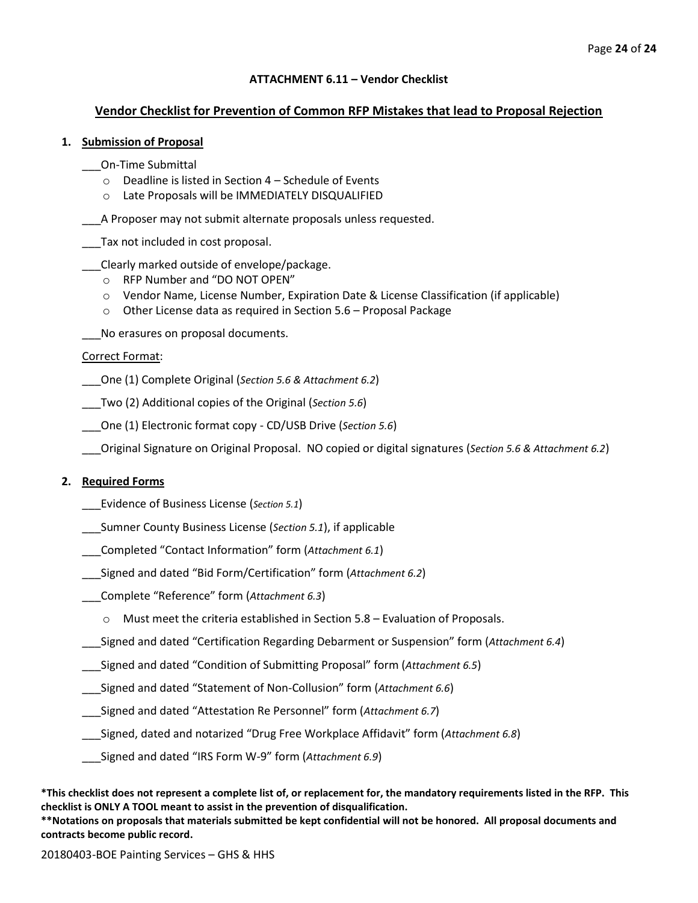## ATTACHMENT 6.11 – Vendor Checklist

### Vendor Checklist for Prevention of Common RFP Mistakes that lead to Proposal Rejection

1. **Submission of Proposal**

    ___On-Time Submittal
    - Deadline is listed in Section 4 – Schedule of Events
    - Late Proposals will be IMMEDIATELY DISQUALIFIED

    ___A Proposer may not submit alternate proposals unless requested.

    ___Tax not included in cost proposal.

    ___Clearly marked outside of envelope/package.
    - RFP Number and "DO NOT OPEN"
    - Vendor Name, License Number, Expiration Date & License Classification (if applicable)
    - Other License data as required in Section 5.6 – Proposal Package

    ___No erasures on proposal documents.

    Correct Format:

    ___One (1) Complete Original (*Section 5.6 & Attachment 6.2*)

    ___Two (2) Additional copies of the Original (*Section 5.6*)

    ___One (1) Electronic format copy - CD/USB Drive (*Section 5.6*)

    ___Original Signature on Original Proposal. NO copied or digital signatures (*Section 5.6 & Attachment 6.2*)

2. **Required Forms**

    ___Evidence of Business License (*Section 5.1*)

    ___Sumner County Business License (*Section 5.1*), if applicable

    ___Completed "Contact Information" form (*Attachment 6.1*)

    ___Signed and dated "Bid Form/Certification" form (*Attachment 6.2*)

    ___Complete "Reference" form (*Attachment 6.3*)
    - Must meet the criteria established in Section 5.8 – Evaluation of Proposals.

    ___Signed and dated "Certification Regarding Debarment or Suspension" form (*Attachment 6.4*)

    ___Signed and dated "Condition of Submitting Proposal" form (*Attachment 6.5*)

    ___Signed and dated "Statement of Non-Collusion" form (*Attachment 6.6*)

    ___Signed and dated "Attestation Re Personnel" form (*Attachment 6.7*)

    ___Signed, dated and notarized "Drug Free Workplace Affidavit" form (*Attachment 6.8*)

    ___Signed and dated "IRS Form W-9" form (*Attachment 6.9*)

**\*This checklist does not represent a complete list of, or replacement for, the mandatory requirements listed in the RFP. This checklist is ONLY A TOOL meant to assist in the prevention of disqualification.**
**\*\*Notations on proposals that materials submitted be kept confidential will not be honored. All proposal documents and contracts become public record.**

20180403-BOE Painting Services – GHS & HHS